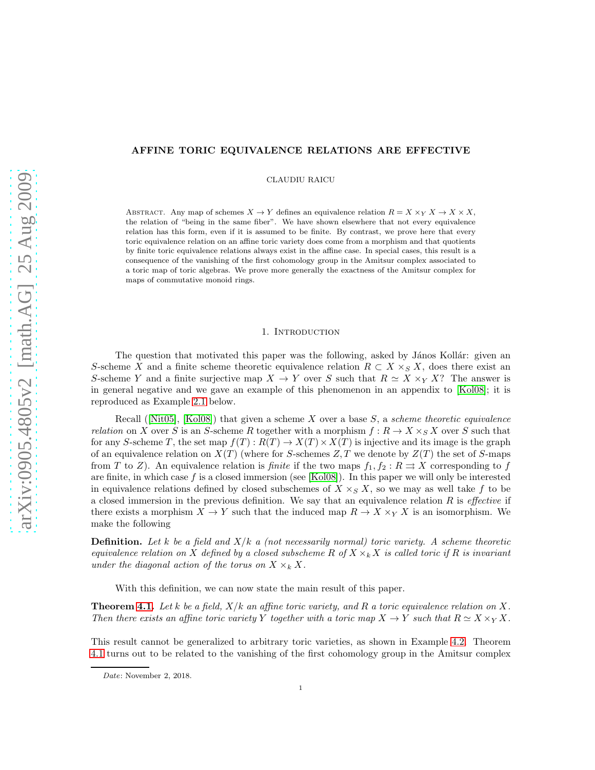# AFFINE TORIC EQUIVALENCE RELATIONS ARE EFFECTIVE

CLAUDIU RAICU

Abstract. Any map of schemes $X \to Y$ defines an equivalence relation $R = X \times_Y X \to X \times X$, the relation of "being in the same fiber". We have shown elsewhere that not every equivalence relation has this form, even if it is assumed to be finite. By contrast, we prove here that every toric equivalence relation on an affine toric variety does come from a morphism and that quotients by finite toric equivalence relations always exist in the affine case. In special cases, this result is a consequence of the vanishing of the first cohomology group in the Amitsur complex associated to a toric map of toric algebras. We prove more generally the exactness of the Amitsur complex for maps of commutative monoid rings.

## 1. Introduction

The question that motivated this paper was the following, asked by János Kollár: given an $S$-scheme $X$ and a finite scheme theoretic equivalence relation $R \subset X \times_S X$, does there exist an $S$-scheme $Y$ and a finite surjective map $X \to Y$ over $S$ such that $R \simeq X \times_Y X$? The answer is in general negative and we gave an example of this phenomenon in an appendix to [Kol08]; it is reproduced as Example 2.1 below.

Recall ([Nit05], [Kol08]) that given a scheme $X$ over a base $S$, a *scheme theoretic equivalence relation* on $X$ over $S$ is an $S$-scheme $R$ together with a morphism $f : R \to X \times_S X$ over $S$ such that for any $S$-scheme $T$, the set map $f(T) : R(T) \to X(T) \times X(T)$ is injective and its image is the graph of an equivalence relation on $X(T)$ (where for $S$-schemes $Z, T$ we denote by $Z(T)$ the set of $S$-maps from $T$ to $Z$). An equivalence relation is *finite* if the two maps $f_1, f_2 : R \rightrightarrows X$ corresponding to $f$ are finite, in which case $f$ is a closed immersion (see [Kol08]). In this paper we will only be interested in equivalence relations defined by closed subschemes of $X \times_S X$, so we may as well take $f$ to be a closed immersion in the previous definition. We say that an equivalence relation $R$ is *effective* if there exists a morphism $X \to Y$ such that the induced map $R \to X \times_Y X$ is an isomorphism. We make the following

**Definition.** *Let $k$ be a field and $X/k$ a (not necessarily normal) toric variety. A scheme theoretic equivalence relation on $X$ defined by a closed subscheme $R$ of $X \times_k X$ is called toric if $R$ is invariant under the diagonal action of the torus on $X \times_k X$.*

With this definition, we can now state the main result of this paper.

**Theorem 4.1.** *Let $k$ be a field, $X/k$ an affine toric variety, and $R$ a toric equivalence relation on $X$. Then there exists an affine toric variety $Y$ together with a toric map $X \to Y$ such that $R \simeq X \times_Y X$.*

This result cannot be generalized to arbitrary toric varieties, as shown in Example 4.2. Theorem 4.1 turns out to be related to the vanishing of the first cohomology group in the Amitsur complex

*Date*: November 2, 2018.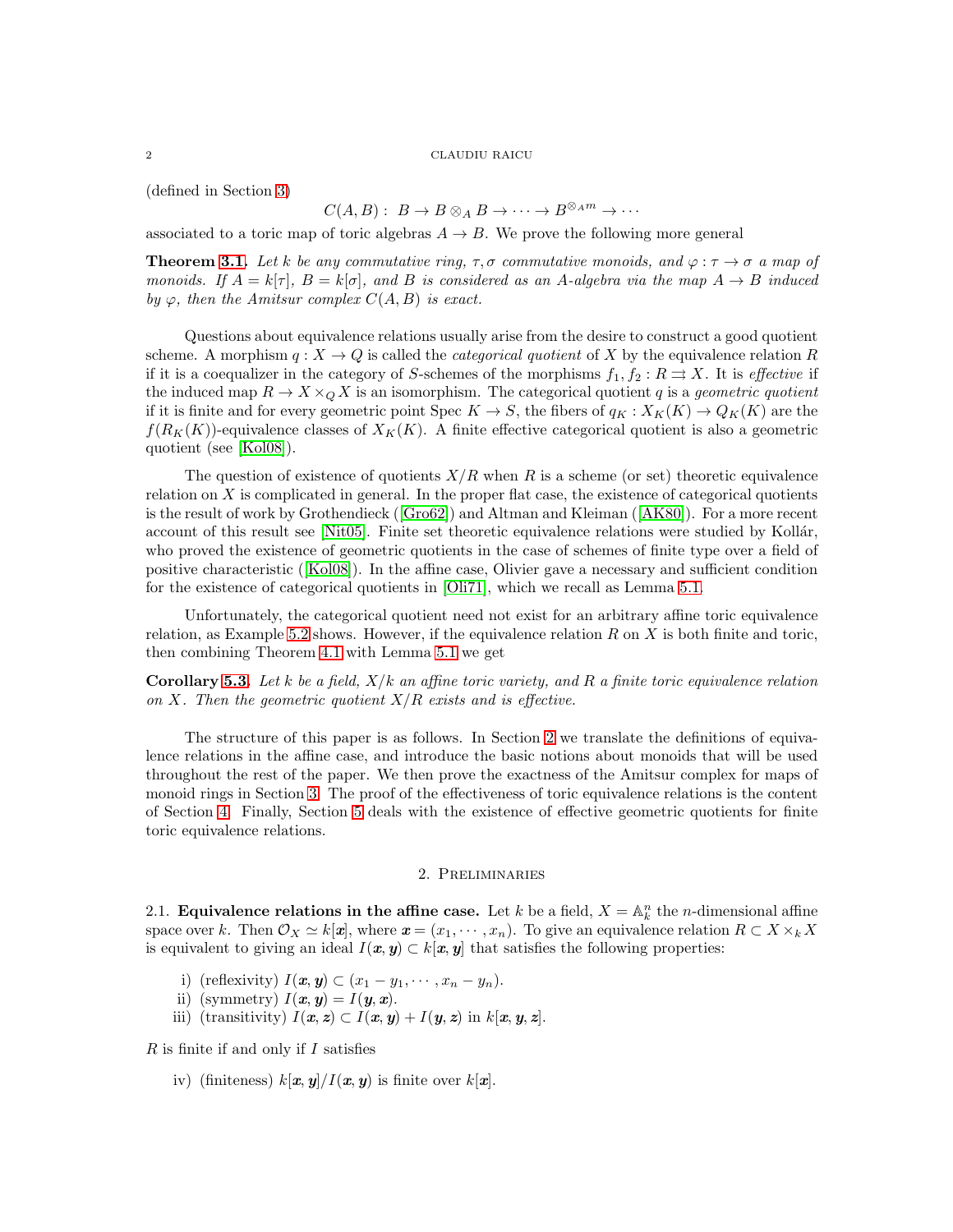(defined in Section 3)

$$C(A,B): \ B \to B \otimes_A B \to \cdots \to B^{\otimes_A m} \to \cdots$$

associated to a toric map of toric algebras $A \to B$. We prove the following more general

**Theorem 3.1.** *Let $k$ be any commutative ring, $\tau, \sigma$ commutative monoids, and $\varphi : \tau \to \sigma$ a map of monoids. If $A = k[\tau]$, $B = k[\sigma]$, and $B$ is considered as an $A$-algebra via the map $A \to B$ induced by $\varphi$, then the Amitsur complex $C(A,B)$ is exact.*

Questions about equivalence relations usually arise from the desire to construct a good quotient scheme. A morphism $q : X \to Q$ is called the *categorical quotient* of $X$ by the equivalence relation $R$ if it is a coequalizer in the category of $S$-schemes of the morphisms $f_1, f_2 : R \rightrightarrows X$. It is *effective* if the induced map $R \to X \times_Q X$ is an isomorphism. The categorical quotient $q$ is a *geometric quotient* if it is finite and for every geometric point $\operatorname{Spec} K \to S$, the fibers of $q_K : X_K(K) \to Q_K(K)$ are the $f(R_K(K))$-equivalence classes of $X_K(K)$. A finite effective categorical quotient is also a geometric quotient (see [Kol08]).

The question of existence of quotients $X/R$ when $R$ is a scheme (or set) theoretic equivalence relation on $X$ is complicated in general. In the proper flat case, the existence of categorical quotients is the result of work by Grothendieck ([Gro62]) and Altman and Kleiman ([AK80]). For a more recent account of this result see [Nit05]. Finite set theoretic equivalence relations were studied by Kollár, who proved the existence of geometric quotients in the case of schemes of finite type over a field of positive characteristic ([Kol08]). In the affine case, Olivier gave a necessary and sufficient condition for the existence of categorical quotients in [Oli71], which we recall as Lemma 5.1.

Unfortunately, the categorical quotient need not exist for an arbitrary affine toric equivalence relation, as Example 5.2 shows. However, if the equivalence relation $R$ on $X$ is both finite and toric, then combining Theorem 4.1 with Lemma 5.1 we get

**Corollary 5.3.** *Let $k$ be a field, $X/k$ an affine toric variety, and $R$ a finite toric equivalence relation on $X$. Then the geometric quotient $X/R$ exists and is effective.*

The structure of this paper is as follows. In Section 2 we translate the definitions of equivalence relations in the affine case, and introduce the basic notions about monoids that will be used throughout the rest of the paper. We then prove the exactness of the Amitsur complex for maps of monoid rings in Section 3. The proof of the effectiveness of toric equivalence relations is the content of Section 4. Finally, Section 5 deals with the existence of effective geometric quotients for finite toric equivalence relations.

## 2. Preliminaries

2.1. **Equivalence relations in the affine case.** Let $k$ be a field, $X = \mathbb{A}^n_k$ the $n$-dimensional affine space over $k$. Then $\mathcal{O}_X \simeq k[\boldsymbol{x}]$, where $\boldsymbol{x} = (x_1, \cdots, x_n)$. To give an equivalence relation $R \subset X \times_k X$ is equivalent to giving an ideal $I(\boldsymbol{x}, \boldsymbol{y}) \subset k[\boldsymbol{x}, \boldsymbol{y}]$ that satisfies the following properties:

- i) (reflexivity) $I(\boldsymbol{x}, \boldsymbol{y}) \subset (x_1 - y_1, \cdots, x_n - y_n)$.
- ii) (symmetry) $I(\boldsymbol{x}, \boldsymbol{y}) = I(\boldsymbol{y}, \boldsymbol{x})$.
- iii) (transitivity) $I(\boldsymbol{x}, \boldsymbol{z}) \subset I(\boldsymbol{x}, \boldsymbol{y}) + I(\boldsymbol{y}, \boldsymbol{z})$ in $k[\boldsymbol{x}, \boldsymbol{y}, \boldsymbol{z}]$.

$R$ is finite if and only if $I$ satisfies

- iv) (finiteness) $k[\boldsymbol{x}, \boldsymbol{y}]/I(\boldsymbol{x}, \boldsymbol{y})$ is finite over $k[\boldsymbol{x}]$.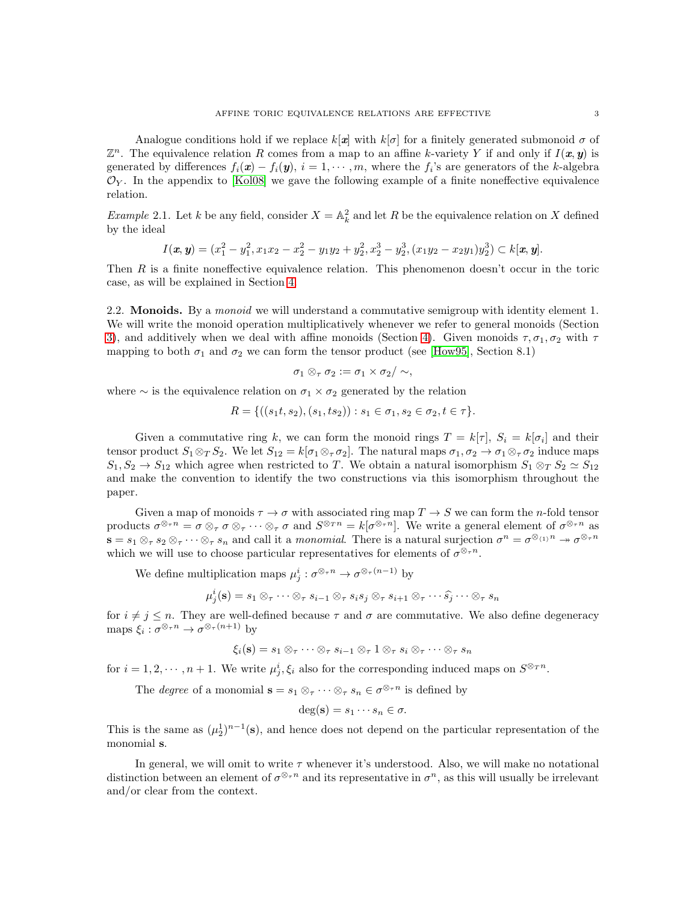Analogue conditions hold if we replace $k[\boldsymbol{x}]$ with $k[\sigma]$ for a finitely generated submonoid $\sigma$ of $\mathbb{Z}^n$. The equivalence relation $R$ comes from a map to an affine $k$-variety $Y$ if and only if $I(\boldsymbol{x}, \boldsymbol{y})$ is generated by differences $f_i(\boldsymbol{x}) - f_i(\boldsymbol{y})$, $i = 1, \cdots, m$, where the $f_i$'s are generators of the $k$-algebra $\mathcal{O}_Y$. In the appendix to [Kol08] we gave the following example of a finite noneffective equivalence relation.

*Example* 2.1. Let $k$ be any field, consider $X = \mathbb{A}^2_k$ and let $R$ be the equivalence relation on $X$ defined by the ideal

$$I(\boldsymbol{x}, \boldsymbol{y}) = (x_1^2 - y_1^2, x_1x_2 - x_2^2 - y_1y_2 + y_2^2, x_2^3 - y_2^3, (x_1y_2 - x_2y_1)y_2^3) \subset k[\boldsymbol{x}, \boldsymbol{y}].$$

Then $R$ is a finite noneffective equivalence relation. This phenomenon doesn't occur in the toric case, as will be explained in Section 4.

## 2.2. Monoids.

By a *monoid* we will understand a commutative semigroup with identity element 1. We will write the monoid operation multiplicatively whenever we refer to general monoids (Section 3), and additively when we deal with affine monoids (Section 4). Given monoids $\tau, \sigma_1, \sigma_2$ with $\tau$ mapping to both $\sigma_1$ and $\sigma_2$ we can form the tensor product (see [How95], Section 8.1)

$$\sigma_1 \otimes_\tau \sigma_2 := \sigma_1 \times \sigma_2 / \sim,$$

where $\sim$ is the equivalence relation on $\sigma_1 \times \sigma_2$ generated by the relation

$$R = \{((s_1t, s_2), (s_1, ts_2)) : s_1 \in \sigma_1, s_2 \in \sigma_2, t \in \tau\}.$$

Given a commutative ring $k$, we can form the monoid rings $T = k[\tau]$, $S_i = k[\sigma_i]$ and their tensor product $S_1 \otimes_T S_2$. We let $S_{12} = k[\sigma_1 \otimes_\tau \sigma_2]$. The natural maps $\sigma_1, \sigma_2 \to \sigma_1 \otimes_\tau \sigma_2$ induce maps $S_1, S_2 \to S_{12}$ which agree when restricted to $T$. We obtain a natural isomorphism $S_1 \otimes_T S_2 \simeq S_{12}$ and make the convention to identify the two constructions via this isomorphism throughout the paper.

Given a map of monoids $\tau \to \sigma$ with associated ring map $T \to S$ we can form the $n$-fold tensor products $\sigma^{\otimes_\tau n} = \sigma \otimes_\tau \sigma \otimes_\tau \cdots \otimes_\tau \sigma$ and $S^{\otimes_T n} = k[\sigma^{\otimes_\tau n}]$. We write a general element of $\sigma^{\otimes_\tau n}$ as $\mathbf{s} = s_1 \otimes_\tau s_2 \otimes_\tau \cdots \otimes_\tau s_n$ and call it a *monomial*. There is a natural surjection $\sigma^n = \sigma^{\otimes_{(1)} n} \twoheadrightarrow \sigma^{\otimes_\tau n}$ which we will use to choose particular representatives for elements of $\sigma^{\otimes_\tau n}$.

We define multiplication maps $\mu^i_j : \sigma^{\otimes_\tau n} \to \sigma^{\otimes_\tau (n-1)}$ by

$$\mu^i_j(\mathbf{s}) = s_1 \otimes_\tau \cdots \otimes_\tau s_{i-1} \otimes_\tau s_is_j \otimes_\tau s_{i+1} \otimes_\tau \cdots \widehat{s_j} \cdots \otimes_\tau s_n$$

for $i \neq j \leq n$. They are well-defined because $\tau$ and $\sigma$ are commutative. We also define degeneracy maps $\xi_i : \sigma^{\otimes_\tau n} \to \sigma^{\otimes_\tau (n+1)}$ by

$$\xi_i(\mathbf{s}) = s_1 \otimes_\tau \cdots \otimes_\tau s_{i-1} \otimes_\tau 1 \otimes_\tau s_i \otimes_\tau \cdots \otimes_\tau s_n$$

for $i = 1, 2, \cdots, n+1$. We write $\mu^i_j, \xi_i$ also for the corresponding induced maps on $S^{\otimes_T n}$.

The *degree* of a monomial $\mathbf{s} = s_1 \otimes_\tau \cdots \otimes_\tau s_n \in \sigma^{\otimes_\tau n}$ is defined by

$$\deg(\mathbf{s}) = s_1 \cdots s_n \in \sigma.$$

This is the same as $(\mu^1_2)^{n-1}(\mathbf{s})$, and hence does not depend on the particular representation of the monomial $\mathbf{s}$.

In general, we will omit to write $\tau$ whenever it's understood. Also, we will make no notational distinction between an element of $\sigma^{\otimes_\tau n}$ and its representative in $\sigma^n$, as this will usually be irrelevant and/or clear from the context.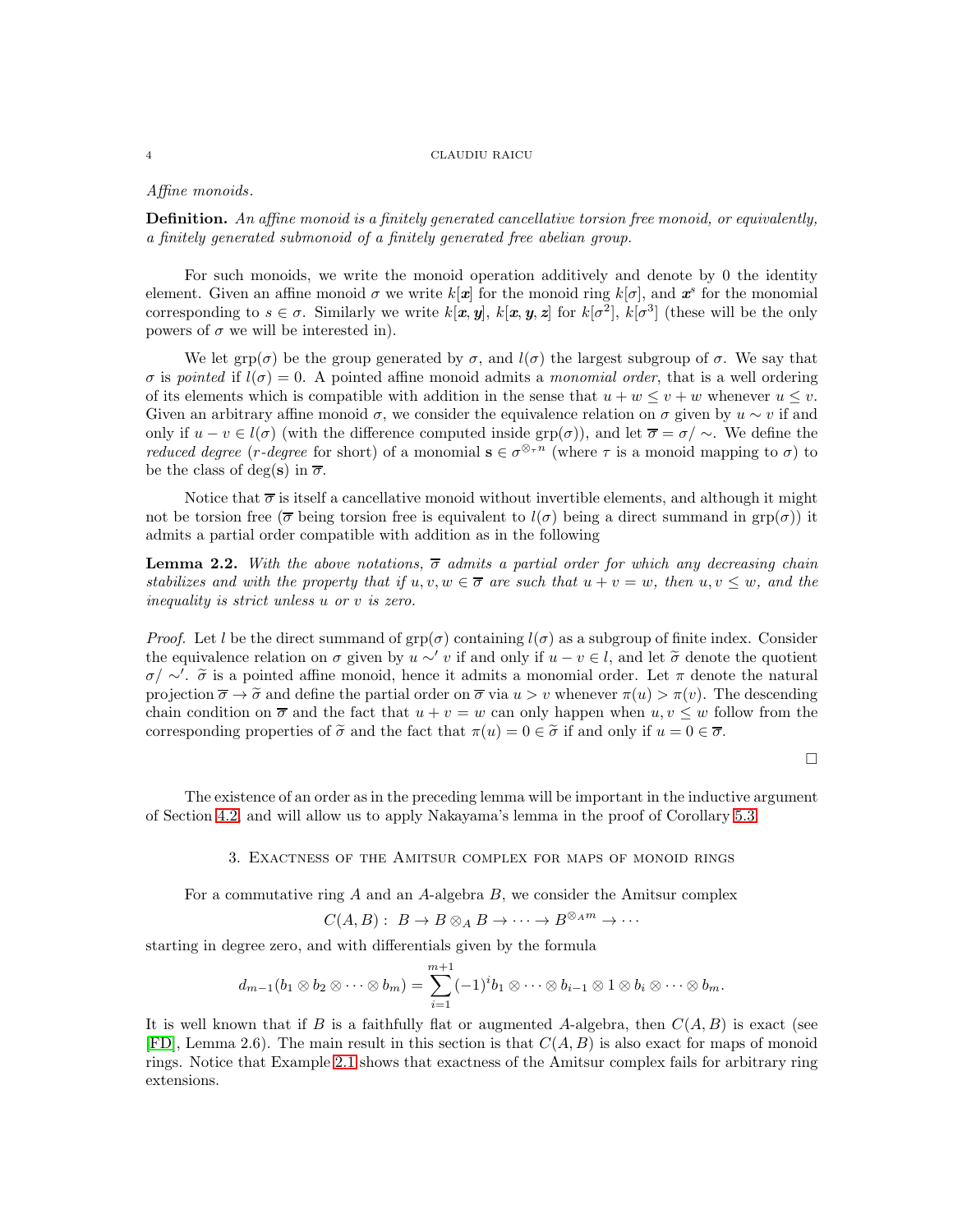*Affine monoids.*

**Definition.** *An affine monoid is a finitely generated cancellative torsion free monoid, or equivalently, a finitely generated submonoid of a finitely generated free abelian group.*

For such monoids, we write the monoid operation additively and denote by 0 the identity element. Given an affine monoid $\sigma$ we write $k[\boldsymbol{x}]$ for the monoid ring $k[\sigma]$, and $\boldsymbol{x}^s$ for the monomial corresponding to $s \in \sigma$. Similarly we write $k[\boldsymbol{x}, \boldsymbol{y}]$, $k[\boldsymbol{x}, \boldsymbol{y}, \boldsymbol{z}]$ for $k[\sigma^2]$, $k[\sigma^3]$ (these will be the only powers of $\sigma$ we will be interested in).

We let $\mathrm{grp}(\sigma)$ be the group generated by $\sigma$, and $l(\sigma)$ the largest subgroup of $\sigma$. We say that $\sigma$ is *pointed* if $l(\sigma) = 0$. A pointed affine monoid admits a *monomial order*, that is a well ordering of its elements which is compatible with addition in the sense that $u + w \leq v + w$ whenever $u \leq v$. Given an arbitrary affine monoid $\sigma$, we consider the equivalence relation on $\sigma$ given by $u \sim v$ if and only if $u - v \in l(\sigma)$ (with the difference computed inside $\mathrm{grp}(\sigma)$), and let $\overline{\sigma} = \sigma/\sim$. We define the *reduced degree* (*r-degree* for short) of a monomial $\mathbf{s} \in \sigma^{\otimes_\tau n}$ (where $\tau$ is a monoid mapping to $\sigma$) to be the class of $\deg(\mathbf{s})$ in $\overline{\sigma}$.

Notice that $\overline{\sigma}$ is itself a cancellative monoid without invertible elements, and although it might not be torsion free ($\overline{\sigma}$ being torsion free is equivalent to $l(\sigma)$ being a direct summand in $\mathrm{grp}(\sigma)$) it admits a partial order compatible with addition as in the following

**Lemma 2.2.** *With the above notations, $\overline{\sigma}$ admits a partial order for which any decreasing chain stabilizes and with the property that if $u, v, w \in \overline{\sigma}$ are such that $u + v = w$, then $u, v \leq w$, and the inequality is strict unless $u$ or $v$ is zero.*

*Proof.* Let $l$ be the direct summand of $\mathrm{grp}(\sigma)$ containing $l(\sigma)$ as a subgroup of finite index. Consider the equivalence relation on $\sigma$ given by $u \sim' v$ if and only if $u - v \in l$, and let $\widetilde{\sigma}$ denote the quotient $\sigma/\sim'$. $\widetilde{\sigma}$ is a pointed affine monoid, hence it admits a monomial order. Let $\pi$ denote the natural projection $\overline{\sigma} \to \widetilde{\sigma}$ and define the partial order on $\overline{\sigma}$ via $u > v$ whenever $\pi(u) > \pi(v)$. The descending chain condition on $\overline{\sigma}$ and the fact that $u + v = w$ can only happen when $u, v \leq w$ follow from the corresponding properties of $\widetilde{\sigma}$ and the fact that $\pi(u) = 0 \in \widetilde{\sigma}$ if and only if $u = 0 \in \overline{\sigma}$.

□

The existence of an order as in the preceding lemma will be important in the inductive argument of Section 4.2, and will allow us to apply Nakayama's lemma in the proof of Corollary 5.3.

## 3. Exactness of the Amitsur complex for maps of monoid rings

For a commutative ring $A$ and an $A$-algebra $B$, we consider the Amitsur complex

$$C(A, B): \; B \to B \otimes_A B \to \cdots \to B^{\otimes_A m} \to \cdots$$

starting in degree zero, and with differentials given by the formula

$$d_{m-1}(b_1 \otimes b_2 \otimes \cdots \otimes b_m) = \sum_{i=1}^{m+1} (-1)^i b_1 \otimes \cdots \otimes b_{i-1} \otimes 1 \otimes b_i \otimes \cdots \otimes b_m.$$

It is well known that if $B$ is a faithfully flat or augmented $A$-algebra, then $C(A, B)$ is exact (see [FD], Lemma 2.6). The main result in this section is that $C(A, B)$ is also exact for maps of monoid rings. Notice that Example 2.1 shows that exactness of the Amitsur complex fails for arbitrary ring extensions.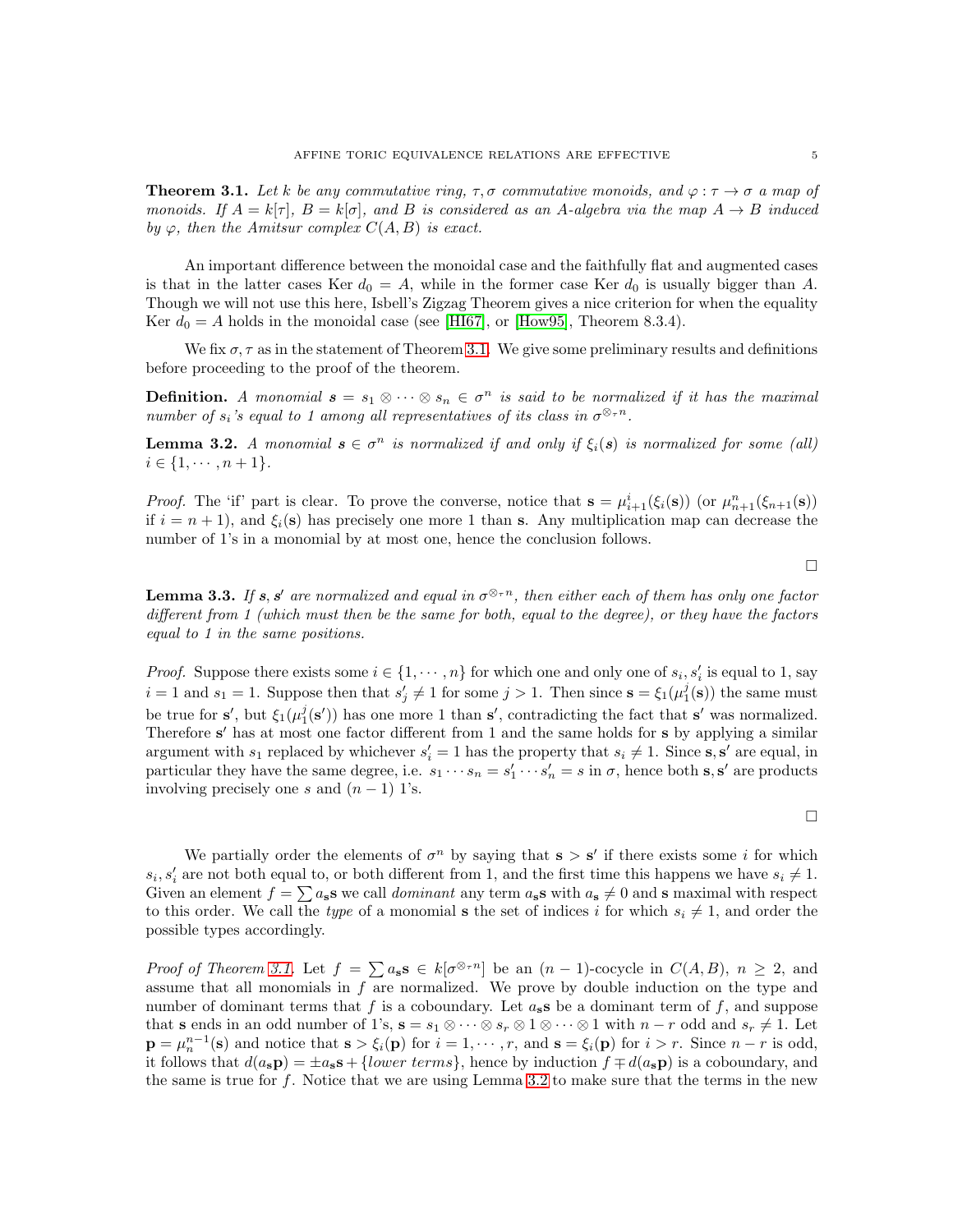**Theorem 3.1.** *Let $k$ be any commutative ring, $\tau, \sigma$ commutative monoids, and $\varphi : \tau \to \sigma$ a map of monoids. If $A = k[\tau]$, $B = k[\sigma]$, and $B$ is considered as an $A$-algebra via the map $A \to B$ induced by $\varphi$, then the Amitsur complex $C(A, B)$ is exact.*

An important difference between the monoidal case and the faithfully flat and augmented cases is that in the latter cases Ker $d_0 = A$, while in the former case Ker $d_0$ is usually bigger than $A$. Though we will not use this here, Isbell's Zigzag Theorem gives a nice criterion for when the equality Ker $d_0 = A$ holds in the monoidal case (see [HI67], or [How95], Theorem 8.3.4).

We fix $\sigma, \tau$ as in the statement of Theorem 3.1. We give some preliminary results and definitions before proceeding to the proof of the theorem.

**Definition.** *A monomial $\mathbf{s} = s_1 \otimes \cdots \otimes s_n \in \sigma^n$ is said to be normalized if it has the maximal number of $s_i$'s equal to 1 among all representatives of its class in $\sigma^{\otimes_\tau n}$.*

**Lemma 3.2.** *A monomial $\mathbf{s} \in \sigma^n$ is normalized if and only if $\xi_i(\mathbf{s})$ is normalized for some (all) $i \in \{1, \cdots, n+1\}$.*

*Proof.* The 'if' part is clear. To prove the converse, notice that $\mathbf{s} = \mu^i_{i+1}(\xi_i(\mathbf{s}))$ (or $\mu^n_{n+1}(\xi_{n+1}(\mathbf{s}))$ if $i = n+1$), and $\xi_i(\mathbf{s})$ has precisely one more 1 than $\mathbf{s}$. Any multiplication map can decrease the number of 1's in a monomial by at most one, hence the conclusion follows.

∎

**Lemma 3.3.** *If $\mathbf{s}, \mathbf{s}'$ are normalized and equal in $\sigma^{\otimes_\tau n}$, then either each of them has only one factor different from 1 (which must then be the same for both, equal to the degree), or they have the factors equal to 1 in the same positions.*

*Proof.* Suppose there exists some $i \in \{1, \cdots, n\}$ for which one and only one of $s_i, s'_i$ is equal to 1, say $i = 1$ and $s_1 = 1$. Suppose then that $s'_j \neq 1$ for some $j > 1$. Then since $\mathbf{s} = \xi_1(\mu^j_1(\mathbf{s}))$ the same must be true for $\mathbf{s}'$, but $\xi_1(\mu^j_1(\mathbf{s}'))$ has one more 1 than $\mathbf{s}'$, contradicting the fact that $\mathbf{s}'$ was normalized. Therefore $\mathbf{s}'$ has at most one factor different from 1 and the same holds for $\mathbf{s}$ by applying a similar argument with $s_1$ replaced by whichever $s'_i = 1$ has the property that $s_i \neq 1$. Since $\mathbf{s}, \mathbf{s}'$ are equal, in particular they have the same degree, i.e. $s_1 \cdots s_n = s'_1 \cdots s'_n = s$ in $\sigma$, hence both $\mathbf{s}, \mathbf{s}'$ are products involving precisely one $s$ and $(n-1)$ 1's.

∎

We partially order the elements of $\sigma^n$ by saying that $\mathbf{s} > \mathbf{s}'$ if there exists some $i$ for which $s_i, s'_i$ are not both equal to, or both different from 1, and the first time this happens we have $s_i \neq 1$. Given an element $f = \sum a_\mathbf{s} \mathbf{s}$ we call *dominant* any term $a_\mathbf{s}\mathbf{s}$ with $a_\mathbf{s} \neq 0$ and $\mathbf{s}$ maximal with respect to this order. We call the *type* of a monomial $\mathbf{s}$ the set of indices $i$ for which $s_i \neq 1$, and order the possible types accordingly.

*Proof of Theorem 3.1.* Let $f = \sum a_\mathbf{s} \mathbf{s} \in k[\sigma^{\otimes_\tau n}]$ be an $(n-1)$-cocycle in $C(A, B)$, $n \geq 2$, and assume that all monomials in $f$ are normalized. We prove by double induction on the type and number of dominant terms that $f$ is a coboundary. Let $a_\mathbf{s}\mathbf{s}$ be a dominant term of $f$, and suppose that $\mathbf{s}$ ends in an odd number of 1's, $\mathbf{s} = s_1 \otimes \cdots \otimes s_r \otimes 1 \otimes \cdots \otimes 1$ with $n - r$ odd and $s_r \neq 1$. Let $\mathbf{p} = \mu^{n-1}_n(\mathbf{s})$ and notice that $\mathbf{s} > \xi_i(\mathbf{p})$ for $i = 1, \cdots, r$, and $\mathbf{s} = \xi_i(\mathbf{p})$ for $i > r$. Since $n - r$ is odd, it follows that $d(a_\mathbf{s}\mathbf{p}) = \pm a_\mathbf{s}\mathbf{s} + \{\textit{lower terms}\}$, hence by induction $f \mp d(a_\mathbf{s}\mathbf{p})$ is a coboundary, and the same is true for $f$. Notice that we are using Lemma 3.2 to make sure that the terms in the new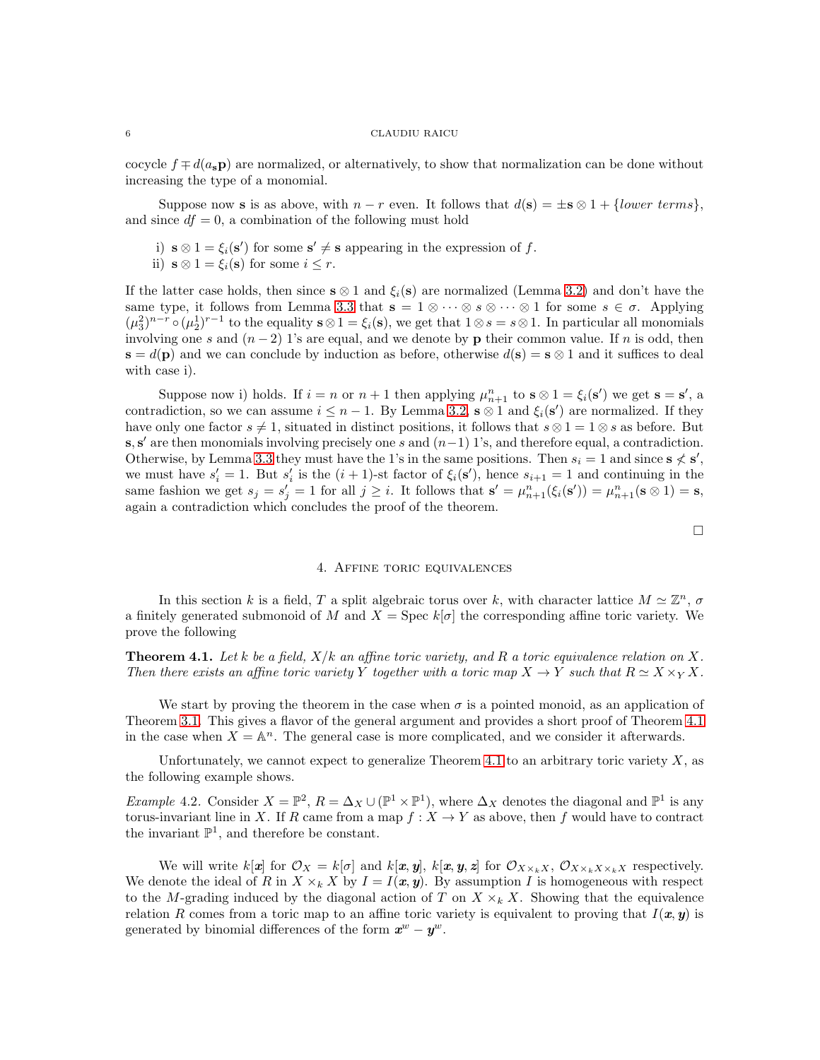cocycle $f \mp d(a_{\mathbf{s}}\mathbf{p})$ are normalized, or alternatively, to show that normalization can be done without increasing the type of a monomial.

Suppose now $\mathbf{s}$ is as above, with $n-r$ even. It follows that $d(\mathbf{s}) = \pm \mathbf{s} \otimes 1 + \{lower\ terms\}$, and since $df = 0$, a combination of the following must hold

i) $\mathbf{s} \otimes 1 = \xi_i(\mathbf{s}')$ for some $\mathbf{s}' \neq \mathbf{s}$ appearing in the expression of $f$.
ii) $\mathbf{s} \otimes 1 = \xi_i(\mathbf{s})$ for some $i \leq r$.

If the latter case holds, then since $\mathbf{s} \otimes 1$ and $\xi_i(\mathbf{s})$ are normalized (Lemma 3.2) and don't have the same type, it follows from Lemma 3.3 that $\mathbf{s} = 1 \otimes \cdots \otimes s \otimes \cdots \otimes 1$ for some $s \in \sigma$. Applying $(\mu_3^2)^{n-r} \circ (\mu_2^1)^{r-1}$ to the equality $\mathbf{s} \otimes 1 = \xi_i(\mathbf{s})$, we get that $1 \otimes s = s \otimes 1$. In particular all monomials involving one $s$ and $(n-2)$ 1's are equal, and we denote by $\mathbf{p}$ their common value. If $n$ is odd, then $\mathbf{s} = d(\mathbf{p})$ and we can conclude by induction as before, otherwise $d(\mathbf{s}) = \mathbf{s} \otimes 1$ and it suffices to deal with case i).

Suppose now i) holds. If $i = n$ or $n+1$ then applying $\mu_{n+1}^n$ to $\mathbf{s} \otimes 1 = \xi_i(\mathbf{s}')$ we get $\mathbf{s} = \mathbf{s}'$, a contradiction, so we can assume $i \leq n-1$. By Lemma 3.2, $\mathbf{s} \otimes 1$ and $\xi_i(\mathbf{s}')$ are normalized. If they have only one factor $s \neq 1$, situated in distinct positions, it follows that $s \otimes 1 = 1 \otimes s$ as before. But $\mathbf{s}, \mathbf{s}'$ are then monomials involving precisely one $s$ and $(n-1)$ 1's, and therefore equal, a contradiction. Otherwise, by Lemma 3.3 they must have the 1's in the same positions. Then $s_i = 1$ and since $\mathbf{s} \not< \mathbf{s}'$, we must have $s'_i = 1$. But $s'_i$ is the $(i+1)$-st factor of $\xi_i(\mathbf{s}')$, hence $s_{i+1} = 1$ and continuing in the same fashion we get $s_j = s'_j = 1$ for all $j \geq i$. It follows that $\mathbf{s}' = \mu_{n+1}^n(\xi_i(\mathbf{s}')) = \mu_{n+1}^n(\mathbf{s} \otimes 1) = \mathbf{s}$, again a contradiction which concludes the proof of the theorem.

□

## 4. Affine toric equivalences

In this section $k$ is a field, $T$ a split algebraic torus over $k$, with character lattice $M \simeq \mathbb{Z}^n$, $\sigma$ a finitely generated submonoid of $M$ and $X = \operatorname{Spec} k[\sigma]$ the corresponding affine toric variety. We prove the following

**Theorem 4.1.** *Let $k$ be a field, $X/k$ an affine toric variety, and $R$ a toric equivalence relation on $X$. Then there exists an affine toric variety $Y$ together with a toric map $X \to Y$ such that $R \simeq X \times_Y X$.*

We start by proving the theorem in the case when $\sigma$ is a pointed monoid, as an application of Theorem 3.1. This gives a flavor of the general argument and provides a short proof of Theorem 4.1 in the case when $X = \mathbb{A}^n$. The general case is more complicated, and we consider it afterwards.

Unfortunately, we cannot expect to generalize Theorem 4.1 to an arbitrary toric variety $X$, as the following example shows.

*Example* 4.2. Consider $X = \mathbb{P}^2$, $R = \Delta_X \cup (\mathbb{P}^1 \times \mathbb{P}^1)$, where $\Delta_X$ denotes the diagonal and $\mathbb{P}^1$ is any torus-invariant line in $X$. If $R$ came from a map $f : X \to Y$ as above, then $f$ would have to contract the invariant $\mathbb{P}^1$, and therefore be constant.

We will write $k[\boldsymbol{x}]$ for $\mathcal{O}_X = k[\sigma]$ and $k[\boldsymbol{x}, \boldsymbol{y}]$, $k[\boldsymbol{x}, \boldsymbol{y}, \boldsymbol{z}]$ for $\mathcal{O}_{X \times_k X}$, $\mathcal{O}_{X \times_k X \times_k X}$ respectively. We denote the ideal of $R$ in $X \times_k X$ by $I = I(\boldsymbol{x}, \boldsymbol{y})$. By assumption $I$ is homogeneous with respect to the $M$-grading induced by the diagonal action of $T$ on $X \times_k X$. Showing that the equivalence relation $R$ comes from a toric map to an affine toric variety is equivalent to proving that $I(\boldsymbol{x}, \boldsymbol{y})$ is generated by binomial differences of the form $\boldsymbol{x}^w - \boldsymbol{y}^w$.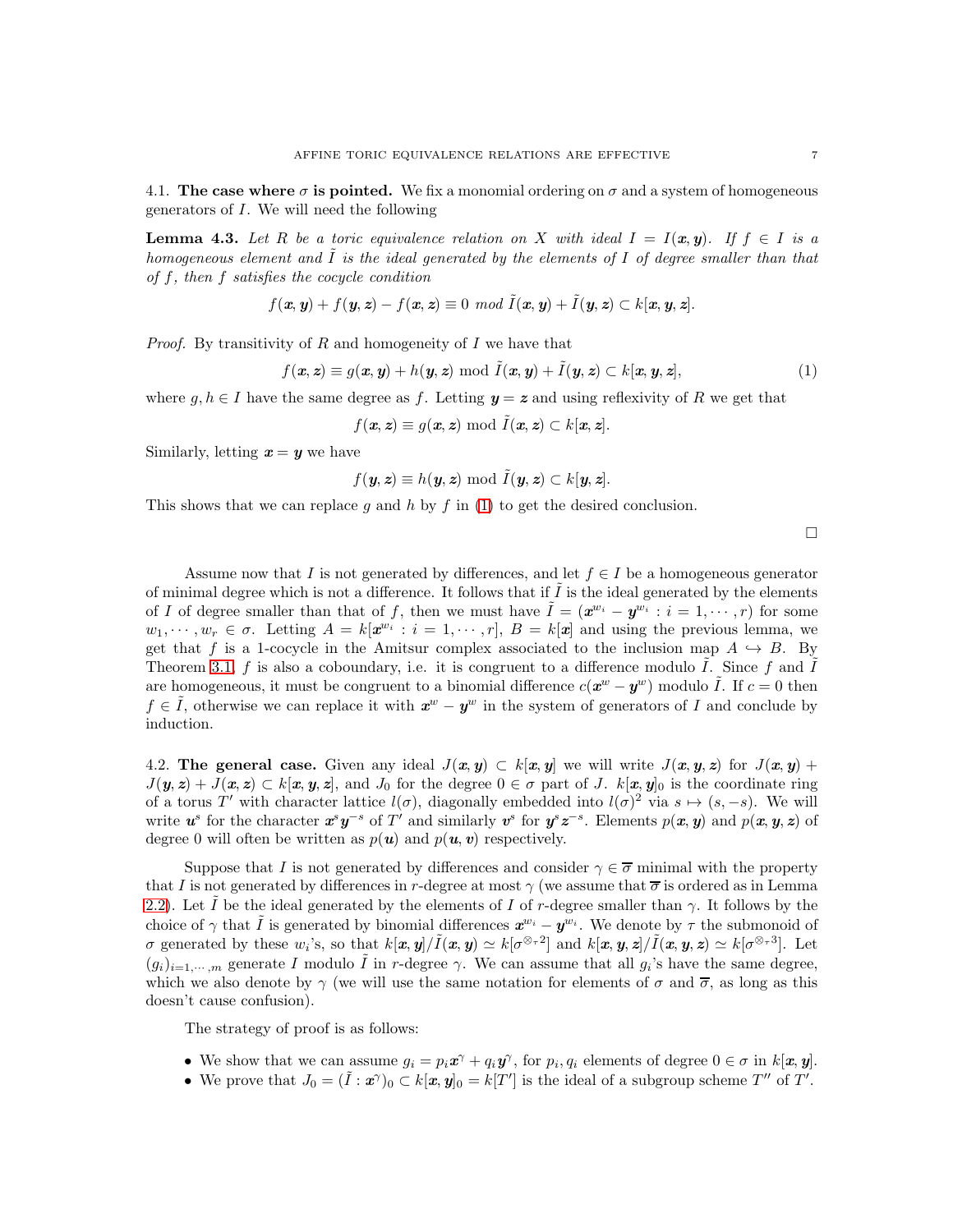### 4.1. The case where $\sigma$ is pointed.

We fix a monomial ordering on $\sigma$ and a system of homogeneous generators of $I$. We will need the following

**Lemma 4.3.** *Let $R$ be a toric equivalence relation on $X$ with ideal $I = I(\boldsymbol{x}, \boldsymbol{y})$. If $f \in I$ is a homogeneous element and $\tilde{I}$ is the ideal generated by the elements of $I$ of degree smaller than that of $f$, then $f$ satisfies the cocycle condition*

$$f(\boldsymbol{x}, \boldsymbol{y}) + f(\boldsymbol{y}, \boldsymbol{z}) - f(\boldsymbol{x}, \boldsymbol{z}) \equiv 0 \ mod \ \tilde{I}(\boldsymbol{x}, \boldsymbol{y}) + \tilde{I}(\boldsymbol{y}, \boldsymbol{z}) \subset k[\boldsymbol{x}, \boldsymbol{y}, \boldsymbol{z}].$$

*Proof.* By transitivity of $R$ and homogeneity of $I$ we have that

$$f(\boldsymbol{x}, \boldsymbol{z}) \equiv g(\boldsymbol{x}, \boldsymbol{y}) + h(\boldsymbol{y}, \boldsymbol{z}) \bmod \tilde{I}(\boldsymbol{x}, \boldsymbol{y}) + \tilde{I}(\boldsymbol{y}, \boldsymbol{z}) \subset k[\boldsymbol{x}, \boldsymbol{y}, \boldsymbol{z}], \tag{1}$$

where $g, h \in I$ have the same degree as $f$. Letting $\boldsymbol{y} = \boldsymbol{z}$ and using reflexivity of $R$ we get that

$$f(\boldsymbol{x}, \boldsymbol{z}) \equiv g(\boldsymbol{x}, \boldsymbol{z}) \bmod \tilde{I}(\boldsymbol{x}, \boldsymbol{z}) \subset k[\boldsymbol{x}, \boldsymbol{z}].$$

Similarly, letting $\boldsymbol{x} = \boldsymbol{y}$ we have

$$f(\boldsymbol{y}, \boldsymbol{z}) \equiv h(\boldsymbol{y}, \boldsymbol{z}) \bmod \tilde{I}(\boldsymbol{y}, \boldsymbol{z}) \subset k[\boldsymbol{y}, \boldsymbol{z}].$$

This shows that we can replace $g$ and $h$ by $f$ in (1) to get the desired conclusion. □

Assume now that $I$ is not generated by differences, and let $f \in I$ be a homogeneous generator of minimal degree which is not a difference. It follows that if $\tilde{I}$ is the ideal generated by the elements of $I$ of degree smaller than that of $f$, then we must have $\tilde{I} = (\boldsymbol{x}^{w_i} - \boldsymbol{y}^{w_i} : i = 1, \cdots, r)$ for some $w_1, \cdots, w_r \in \sigma$. Letting $A = k[\boldsymbol{x}^{w_i} : i = 1, \cdots, r]$, $B = k[\boldsymbol{x}]$ and using the previous lemma, we get that $f$ is a 1-cocycle in the Amitsur complex associated to the inclusion map $A \hookrightarrow B$. By Theorem 3.1, $f$ is also a coboundary, i.e. it is congruent to a difference modulo $\tilde{I}$. Since $f$ and $\tilde{I}$ are homogeneous, it must be congruent to a binomial difference $c(\boldsymbol{x}^w - \boldsymbol{y}^w)$ modulo $\tilde{I}$. If $c = 0$ then $f \in \tilde{I}$, otherwise we can replace it with $\boldsymbol{x}^w - \boldsymbol{y}^w$ in the system of generators of $I$ and conclude by induction.

### 4.2. The general case.

Given any ideal $J(\boldsymbol{x}, \boldsymbol{y}) \subset k[\boldsymbol{x}, \boldsymbol{y}]$ we will write $J(\boldsymbol{x}, \boldsymbol{y}, \boldsymbol{z})$ for $J(\boldsymbol{x}, \boldsymbol{y}) + J(\boldsymbol{y}, \boldsymbol{z}) + J(\boldsymbol{x}, \boldsymbol{z}) \subset k[\boldsymbol{x}, \boldsymbol{y}, \boldsymbol{z}]$, and $J_0$ for the degree $0 \in \sigma$ part of $J$. $k[\boldsymbol{x}, \boldsymbol{y}]_0$ is the coordinate ring of a torus $T'$ with character lattice $l(\sigma)$, diagonally embedded into $l(\sigma)^2$ via $s \mapsto (s, -s)$. We will write $\boldsymbol{u}^s$ for the character $\boldsymbol{x}^s\boldsymbol{y}^{-s}$ of $T'$ and similarly $\boldsymbol{v}^s$ for $\boldsymbol{y}^s\boldsymbol{z}^{-s}$. Elements $p(\boldsymbol{x}, \boldsymbol{y})$ and $p(\boldsymbol{x}, \boldsymbol{y}, \boldsymbol{z})$ of degree 0 will often be written as $p(\boldsymbol{u})$ and $p(\boldsymbol{u}, \boldsymbol{v})$ respectively.

Suppose that $I$ is not generated by differences and consider $\gamma \in \overline{\sigma}$ minimal with the property that $I$ is not generated by differences in $r$-degree at most $\gamma$ (we assume that $\overline{\sigma}$ is ordered as in Lemma 2.2). Let $\tilde{I}$ be the ideal generated by the elements of $I$ of $r$-degree smaller than $\gamma$. It follows by the choice of $\gamma$ that $\tilde{I}$ is generated by binomial differences $\boldsymbol{x}^{w_i} - \boldsymbol{y}^{w_i}$. We denote by $\tau$ the submonoid of $\sigma$ generated by these $w_i$'s, so that $k[\boldsymbol{x}, \boldsymbol{y}]/\tilde{I}(\boldsymbol{x}, \boldsymbol{y}) \simeq k[\sigma^{\otimes_\tau 2}]$ and $k[\boldsymbol{x}, \boldsymbol{y}, \boldsymbol{z}]/\tilde{I}(\boldsymbol{x}, \boldsymbol{y}, \boldsymbol{z}) \simeq k[\sigma^{\otimes_\tau 3}]$. Let $(g_i)_{i=1,\cdots,m}$ generate $I$ modulo $\tilde{I}$ in $r$-degree $\gamma$. We can assume that all $g_i$'s have the same degree, which we also denote by $\gamma$ (we will use the same notation for elements of $\sigma$ and $\overline{\sigma}$, as long as this doesn't cause confusion).

The strategy of proof is as follows:

- We show that we can assume $g_i = p_i\boldsymbol{x}^\gamma + q_i\boldsymbol{y}^\gamma$, for $p_i, q_i$ elements of degree $0 \in \sigma$ in $k[\boldsymbol{x}, \boldsymbol{y}]$.
- We prove that $J_0 = (\tilde{I} : \boldsymbol{x}^\gamma)_0 \subset k[\boldsymbol{x}, \boldsymbol{y}]_0 = k[T']$ is the ideal of a subgroup scheme $T''$ of $T'$.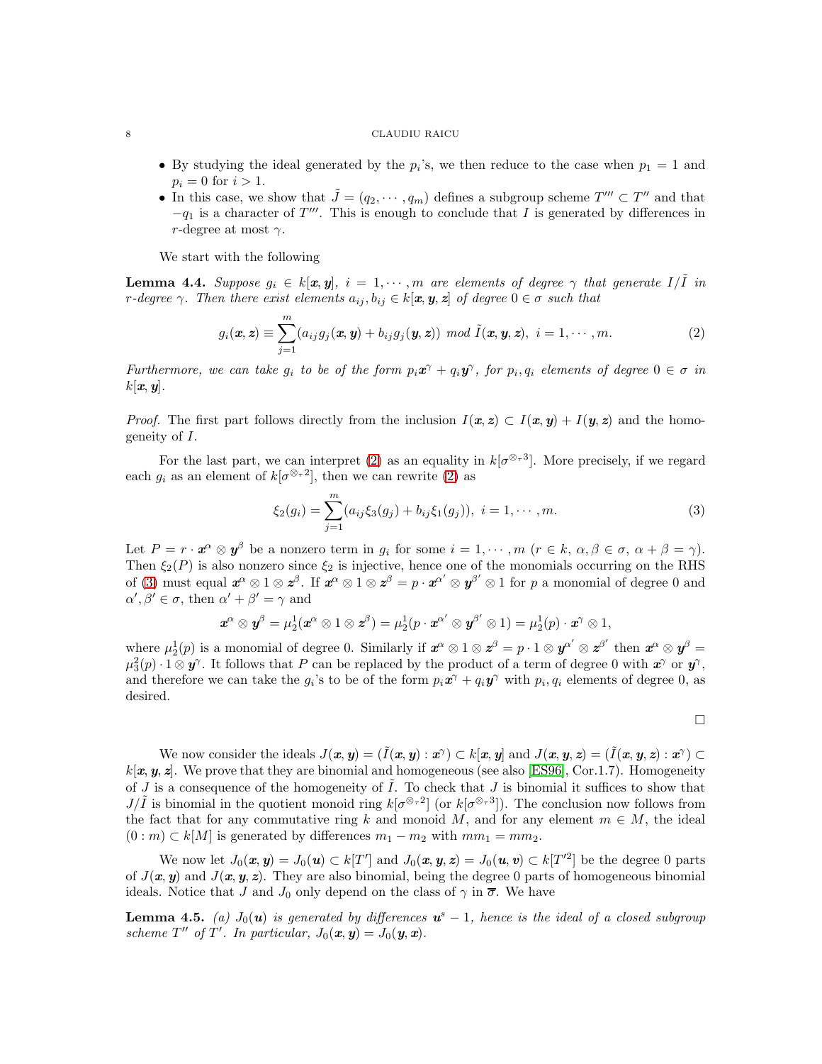- By studying the ideal generated by the $p_i$'s, we then reduce to the case when $p_1 = 1$ and $p_i = 0$ for $i > 1$.
- In this case, we show that $\tilde{J} = (q_2, \cdots, q_m)$ defines a subgroup scheme $T''' \subset T''$ and that $-q_1$ is a character of $T'''$. This is enough to conclude that $I$ is generated by differences in $r$-degree at most $\gamma$.

We start with the following

**Lemma 4.4.** *Suppose $g_i \in k[\boldsymbol{x}, \boldsymbol{y}]$, $i = 1, \cdots, m$ are elements of degree $\gamma$ that generate $I/\tilde{I}$ in $r$-degree $\gamma$. Then there exist elements $a_{ij}, b_{ij} \in k[\boldsymbol{x}, \boldsymbol{y}, \boldsymbol{z}]$ of degree $0 \in \sigma$ such that*

$$g_i(\boldsymbol{x}, \boldsymbol{z}) \equiv \sum_{j=1}^{m} (a_{ij} g_j(\boldsymbol{x}, \boldsymbol{y}) + b_{ij} g_j(\boldsymbol{y}, \boldsymbol{z})) \ \textit{mod}\ \tilde{I}(\boldsymbol{x}, \boldsymbol{y}, \boldsymbol{z}), \ i = 1, \cdots, m. \tag{2}$$

*Furthermore, we can take $g_i$ to be of the form $p_i \boldsymbol{x}^\gamma + q_i \boldsymbol{y}^\gamma$, for $p_i, q_i$ elements of degree $0 \in \sigma$ in $k[\boldsymbol{x}, \boldsymbol{y}]$.*

*Proof.* The first part follows directly from the inclusion $I(\boldsymbol{x}, \boldsymbol{z}) \subset I(\boldsymbol{x}, \boldsymbol{y}) + I(\boldsymbol{y}, \boldsymbol{z})$ and the homogeneity of $I$.

For the last part, we can interpret (2) as an equality in $k[\sigma^{\otimes_\tau 3}]$. More precisely, if we regard each $g_i$ as an element of $k[\sigma^{\otimes_\tau 2}]$, then we can rewrite (2) as

$$\xi_2(g_i) = \sum_{j=1}^{m} (a_{ij} \xi_3(g_j) + b_{ij} \xi_1(g_j)), \ i = 1, \cdots, m. \tag{3}$$

Let $P = r \cdot \boldsymbol{x}^\alpha \otimes \boldsymbol{y}^\beta$ be a nonzero term in $g_i$ for some $i = 1, \cdots, m$ ($r \in k$, $\alpha, \beta \in \sigma$, $\alpha + \beta = \gamma$). Then $\xi_2(P)$ is also nonzero since $\xi_2$ is injective, hence one of the monomials occurring on the RHS of (3) must equal $\boldsymbol{x}^\alpha \otimes 1 \otimes \boldsymbol{z}^\beta$. If $\boldsymbol{x}^\alpha \otimes 1 \otimes \boldsymbol{z}^\beta = p \cdot \boldsymbol{x}^{\alpha'} \otimes \boldsymbol{y}^{\beta'} \otimes 1$ for $p$ a monomial of degree 0 and $\alpha', \beta' \in \sigma$, then $\alpha' + \beta' = \gamma$ and

$$\boldsymbol{x}^\alpha \otimes \boldsymbol{y}^\beta = \mu_2^1(\boldsymbol{x}^\alpha \otimes 1 \otimes \boldsymbol{z}^\beta) = \mu_2^1(p \cdot \boldsymbol{x}^{\alpha'} \otimes \boldsymbol{y}^{\beta'} \otimes 1) = \mu_2^1(p) \cdot \boldsymbol{x}^\gamma \otimes 1,$$

where $\mu_2^1(p)$ is a monomial of degree 0. Similarly if $\boldsymbol{x}^\alpha \otimes 1 \otimes \boldsymbol{z}^\beta = p \cdot 1 \otimes \boldsymbol{y}^{\alpha'} \otimes \boldsymbol{z}^{\beta'}$ then $\boldsymbol{x}^\alpha \otimes \boldsymbol{y}^\beta = \mu_3^2(p) \cdot 1 \otimes \boldsymbol{y}^\gamma$. It follows that $P$ can be replaced by the product of a term of degree 0 with $\boldsymbol{x}^\gamma$ or $\boldsymbol{y}^\gamma$, and therefore we can take the $g_i$'s to be of the form $p_i \boldsymbol{x}^\gamma + q_i \boldsymbol{y}^\gamma$ with $p_i, q_i$ elements of degree 0, as desired.

□

We now consider the ideals $J(\boldsymbol{x}, \boldsymbol{y}) = (\tilde{I}(\boldsymbol{x}, \boldsymbol{y}) : \boldsymbol{x}^\gamma) \subset k[\boldsymbol{x}, \boldsymbol{y}]$ and $J(\boldsymbol{x}, \boldsymbol{y}, \boldsymbol{z}) = (\tilde{I}(\boldsymbol{x}, \boldsymbol{y}, \boldsymbol{z}) : \boldsymbol{x}^\gamma) \subset k[\boldsymbol{x}, \boldsymbol{y}, \boldsymbol{z}]$. We prove that they are binomial and homogeneous (see also [ES96], Cor.1.7). Homogeneity of $J$ is a consequence of the homogeneity of $\tilde{I}$. To check that $J$ is binomial it suffices to show that $J/\tilde{I}$ is binomial in the quotient monoid ring $k[\sigma^{\otimes_\tau 2}]$ (or $k[\sigma^{\otimes_\tau 3}]$). The conclusion now follows from the fact that for any commutative ring $k$ and monoid $M$, and for any element $m \in M$, the ideal $(0 : m) \subset k[M]$ is generated by differences $m_1 - m_2$ with $mm_1 = mm_2$.

We now let $J_0(\boldsymbol{x}, \boldsymbol{y}) = J_0(\boldsymbol{u}) \subset k[T']$ and $J_0(\boldsymbol{x}, \boldsymbol{y}, \boldsymbol{z}) = J_0(\boldsymbol{u}, \boldsymbol{v}) \subset k[T'^2]$ be the degree 0 parts of $J(\boldsymbol{x}, \boldsymbol{y})$ and $J(\boldsymbol{x}, \boldsymbol{y}, \boldsymbol{z})$. They are also binomial, being the degree 0 parts of homogeneous binomial ideals. Notice that $J$ and $J_0$ only depend on the class of $\gamma$ in $\overline{\sigma}$. We have

**Lemma 4.5.** *(a) $J_0(\boldsymbol{u})$ is generated by differences $\boldsymbol{u}^s - 1$, hence is the ideal of a closed subgroup scheme $T''$ of $T'$. In particular, $J_0(\boldsymbol{x}, \boldsymbol{y}) = J_0(\boldsymbol{y}, \boldsymbol{x})$.*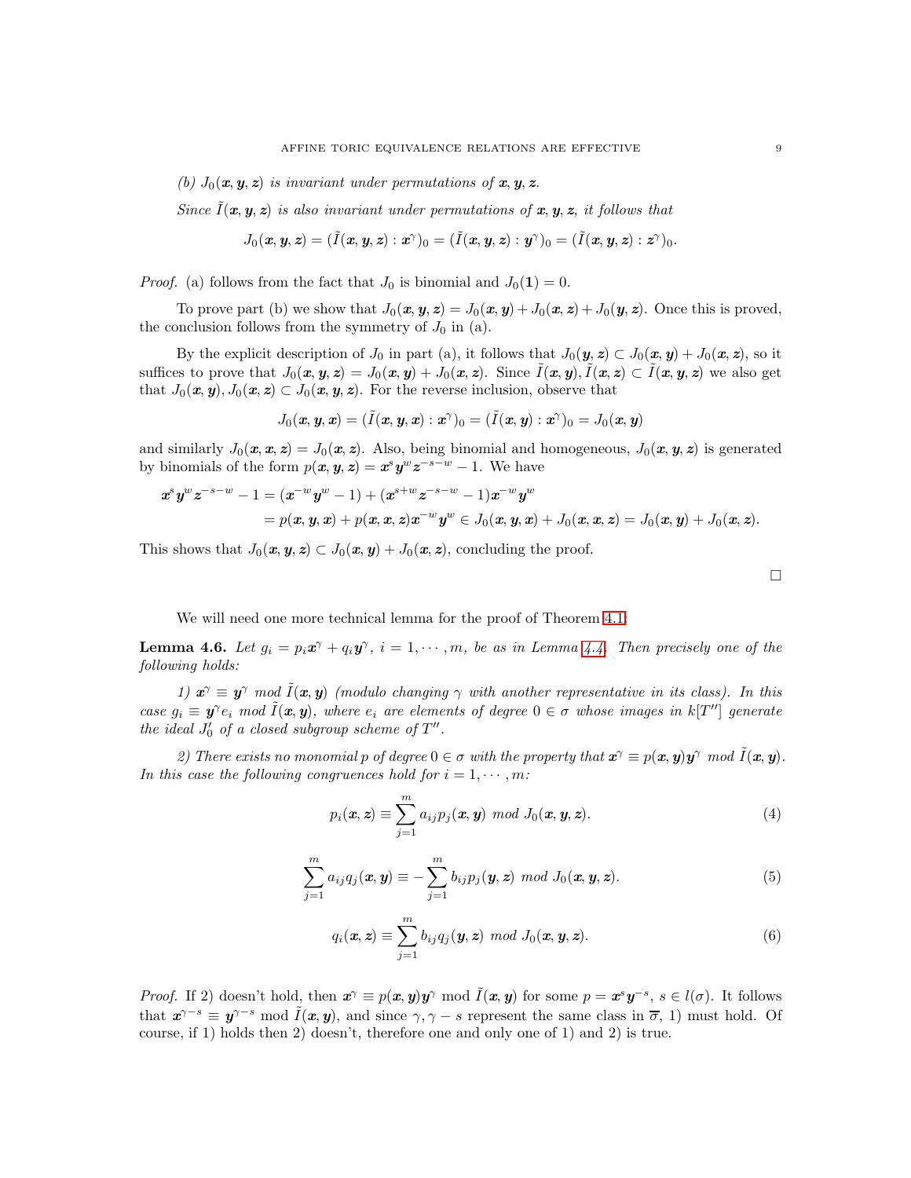*(b) $J_0(\boldsymbol{x},\boldsymbol{y},\boldsymbol{z})$ is invariant under permutations of $\boldsymbol{x},\boldsymbol{y},\boldsymbol{z}$.*

*Since $\tilde{I}(\boldsymbol{x},\boldsymbol{y},\boldsymbol{z})$ is also invariant under permutations of $\boldsymbol{x},\boldsymbol{y},\boldsymbol{z}$, it follows that*

$$J_0(\boldsymbol{x},\boldsymbol{y},\boldsymbol{z}) = (\tilde{I}(\boldsymbol{x},\boldsymbol{y},\boldsymbol{z}) : \boldsymbol{x}^\gamma)_0 = (\tilde{I}(\boldsymbol{x},\boldsymbol{y},\boldsymbol{z}) : \boldsymbol{y}^\gamma)_0 = (\tilde{I}(\boldsymbol{x},\boldsymbol{y},\boldsymbol{z}) : \boldsymbol{z}^\gamma)_0.$$

*Proof.* (a) follows from the fact that $J_0$ is binomial and $J_0(\boldsymbol{1}) = 0$.

To prove part (b) we show that $J_0(\boldsymbol{x},\boldsymbol{y},\boldsymbol{z}) = J_0(\boldsymbol{x},\boldsymbol{y}) + J_0(\boldsymbol{x},\boldsymbol{z}) + J_0(\boldsymbol{y},\boldsymbol{z})$. Once this is proved, the conclusion follows from the symmetry of $J_0$ in (a).

By the explicit description of $J_0$ in part (a), it follows that $J_0(\boldsymbol{y},\boldsymbol{z}) \subset J_0(\boldsymbol{x},\boldsymbol{y}) + J_0(\boldsymbol{x},\boldsymbol{z})$, so it suffices to prove that $J_0(\boldsymbol{x},\boldsymbol{y},\boldsymbol{z}) = J_0(\boldsymbol{x},\boldsymbol{y}) + J_0(\boldsymbol{x},\boldsymbol{z})$. Since $\tilde{I}(\boldsymbol{x},\boldsymbol{y}), \tilde{I}(\boldsymbol{x},\boldsymbol{z}) \subset \tilde{I}(\boldsymbol{x},\boldsymbol{y},\boldsymbol{z})$ we also get that $J_0(\boldsymbol{x},\boldsymbol{y}), J_0(\boldsymbol{x},\boldsymbol{z}) \subset J_0(\boldsymbol{x},\boldsymbol{y},\boldsymbol{z})$. For the reverse inclusion, observe that

$$J_0(\boldsymbol{x},\boldsymbol{y},\boldsymbol{x}) = (\tilde{I}(\boldsymbol{x},\boldsymbol{y},\boldsymbol{x}) : \boldsymbol{x}^\gamma)_0 = (\tilde{I}(\boldsymbol{x},\boldsymbol{y}) : \boldsymbol{x}^\gamma)_0 = J_0(\boldsymbol{x},\boldsymbol{y})$$

and similarly $J_0(\boldsymbol{x},\boldsymbol{x},\boldsymbol{z}) = J_0(\boldsymbol{x},\boldsymbol{z})$. Also, being binomial and homogeneous, $J_0(\boldsymbol{x},\boldsymbol{y},\boldsymbol{z})$ is generated by binomials of the form $p(\boldsymbol{x},\boldsymbol{y},\boldsymbol{z}) = \boldsymbol{x}^s\boldsymbol{y}^w\boldsymbol{z}^{-s-w} - 1$. We have

$$\begin{aligned}
\boldsymbol{x}^s\boldsymbol{y}^w\boldsymbol{z}^{-s-w} - 1 &= (\boldsymbol{x}^{-w}\boldsymbol{y}^w - 1) + (\boldsymbol{x}^{s+w}\boldsymbol{z}^{-s-w} - 1)\boldsymbol{x}^{-w}\boldsymbol{y}^w \\
&= p(\boldsymbol{x},\boldsymbol{y},\boldsymbol{x}) + p(\boldsymbol{x},\boldsymbol{x},\boldsymbol{z})\boldsymbol{x}^{-w}\boldsymbol{y}^w \in J_0(\boldsymbol{x},\boldsymbol{y},\boldsymbol{x}) + J_0(\boldsymbol{x},\boldsymbol{x},\boldsymbol{z}) = J_0(\boldsymbol{x},\boldsymbol{y}) + J_0(\boldsymbol{x},\boldsymbol{z}).
\end{aligned}$$

This shows that $J_0(\boldsymbol{x},\boldsymbol{y},\boldsymbol{z}) \subset J_0(\boldsymbol{x},\boldsymbol{y}) + J_0(\boldsymbol{x},\boldsymbol{z})$, concluding the proof. $\square$

We will need one more technical lemma for the proof of Theorem 4.1.

**Lemma 4.6.** *Let $g_i = p_i\boldsymbol{x}^\gamma + q_i\boldsymbol{y}^\gamma$, $i = 1,\cdots,m$, be as in Lemma 4.4. Then precisely one of the following holds:*

*1) $\boldsymbol{x}^\gamma \equiv \boldsymbol{y}^\gamma$ mod $\tilde{I}(\boldsymbol{x},\boldsymbol{y})$ (modulo changing $\gamma$ with another representative in its class). In this case $g_i \equiv \boldsymbol{y}^\gamma e_i$ mod $\tilde{I}(\boldsymbol{x},\boldsymbol{y})$, where $e_i$ are elements of degree $0 \in \sigma$ whose images in $k[T'']$ generate the ideal $J_0'$ of a closed subgroup scheme of $T''$.*

*2) There exists no monomial $p$ of degree $0 \in \sigma$ with the property that $\boldsymbol{x}^\gamma \equiv p(\boldsymbol{x},\boldsymbol{y})\boldsymbol{y}^\gamma$ mod $\tilde{I}(\boldsymbol{x},\boldsymbol{y})$. In this case the following congruences hold for $i = 1,\cdots,m$:*

$$p_i(\boldsymbol{x},\boldsymbol{z}) \equiv \sum_{j=1}^m a_{ij}p_j(\boldsymbol{x},\boldsymbol{y}) \text{ mod } J_0(\boldsymbol{x},\boldsymbol{y},\boldsymbol{z}). \tag{4}$$

$$\sum_{j=1}^m a_{ij}q_j(\boldsymbol{x},\boldsymbol{y}) \equiv -\sum_{j=1}^m b_{ij}p_j(\boldsymbol{y},\boldsymbol{z}) \text{ mod } J_0(\boldsymbol{x},\boldsymbol{y},\boldsymbol{z}). \tag{5}$$

$$q_i(\boldsymbol{x},\boldsymbol{z}) \equiv \sum_{j=1}^m b_{ij}q_j(\boldsymbol{y},\boldsymbol{z}) \text{ mod } J_0(\boldsymbol{x},\boldsymbol{y},\boldsymbol{z}). \tag{6}$$

*Proof.* If 2) doesn't hold, then $\boldsymbol{x}^\gamma \equiv p(\boldsymbol{x},\boldsymbol{y})\boldsymbol{y}^\gamma$ mod $\tilde{I}(\boldsymbol{x},\boldsymbol{y})$ for some $p = \boldsymbol{x}^s\boldsymbol{y}^{-s}$, $s \in l(\sigma)$. It follows that $\boldsymbol{x}^{\gamma-s} \equiv \boldsymbol{y}^{\gamma-s}$ mod $\tilde{I}(\boldsymbol{x},\boldsymbol{y})$, and since $\gamma, \gamma - s$ represent the same class in $\overline{\sigma}$, 1) must hold. Of course, if 1) holds then 2) doesn't, therefore one and only one of 1) and 2) is true.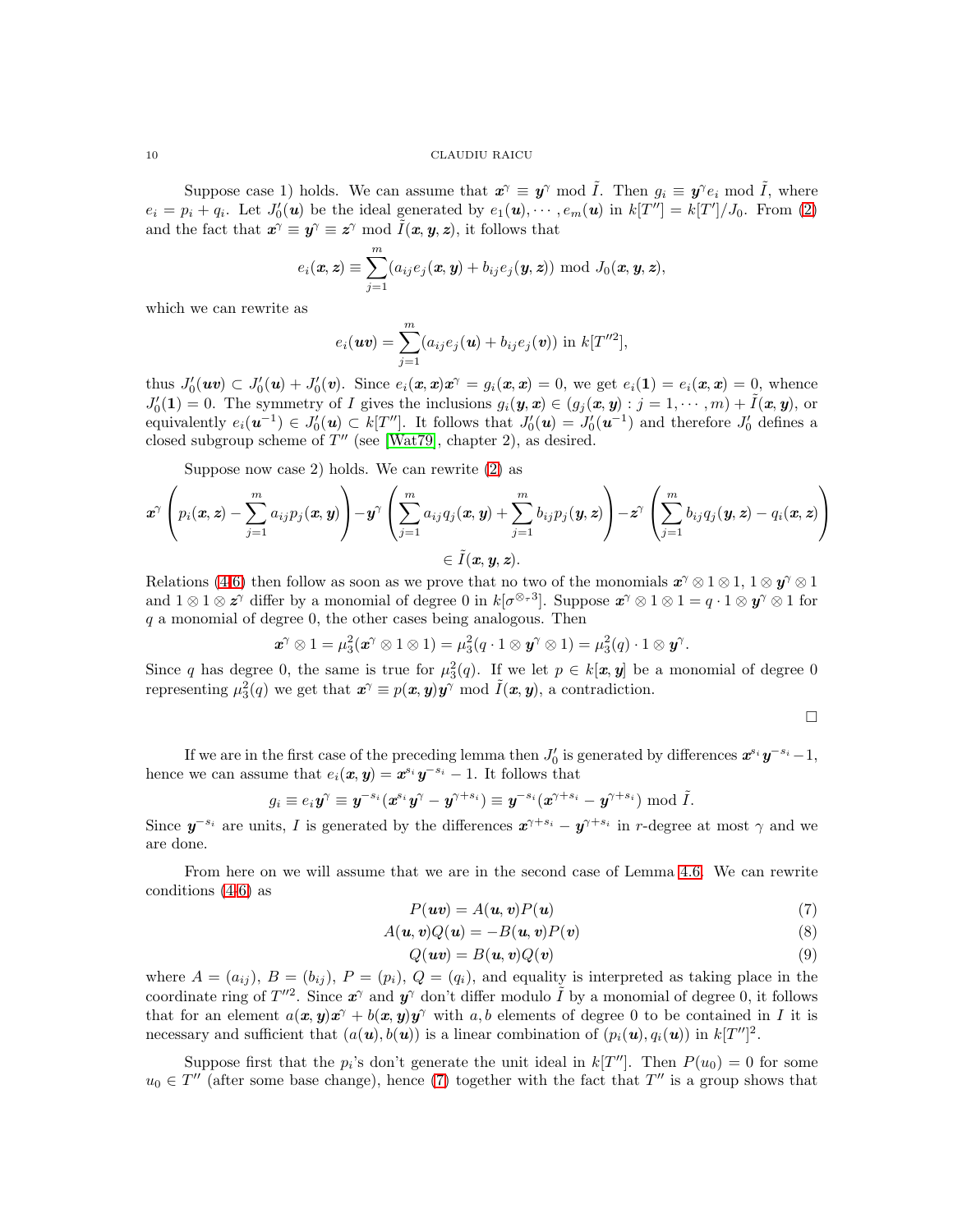Suppose case 1) holds. We can assume that $\boldsymbol{x}^\gamma \equiv \boldsymbol{y}^\gamma \bmod \tilde{I}$. Then $g_i \equiv \boldsymbol{y}^\gamma e_i \bmod \tilde{I}$, where $e_i = p_i + q_i$. Let $J_0'(\boldsymbol{u})$ be the ideal generated by $e_1(\boldsymbol{u}), \cdots, e_m(\boldsymbol{u})$ in $k[T''] = k[T']/J_0$. From (2) and the fact that $\boldsymbol{x}^\gamma \equiv \boldsymbol{y}^\gamma \equiv \boldsymbol{z}^\gamma \bmod \tilde{I}(\boldsymbol{x},\boldsymbol{y},\boldsymbol{z})$, it follows that

$$e_i(\boldsymbol{x},\boldsymbol{z}) \equiv \sum_{j=1}^m (a_{ij} e_j(\boldsymbol{x},\boldsymbol{y}) + b_{ij} e_j(\boldsymbol{y},\boldsymbol{z})) \bmod J_0(\boldsymbol{x},\boldsymbol{y},\boldsymbol{z}),$$

which we can rewrite as

$$e_i(\boldsymbol{u}\boldsymbol{v}) = \sum_{j=1}^m (a_{ij} e_j(\boldsymbol{u}) + b_{ij} e_j(\boldsymbol{v})) \text{ in } k[T''^2],$$

thus $J_0'(\boldsymbol{u}\boldsymbol{v}) \subset J_0'(\boldsymbol{u}) + J_0'(\boldsymbol{v})$. Since $e_i(\boldsymbol{x},\boldsymbol{x})\boldsymbol{x}^\gamma = g_i(\boldsymbol{x},\boldsymbol{x}) = 0$, we get $e_i(\boldsymbol{1}) = e_i(\boldsymbol{x},\boldsymbol{x}) = 0$, whence $J_0'(\boldsymbol{1}) = 0$. The symmetry of $I$ gives the inclusions $g_i(\boldsymbol{y},\boldsymbol{x}) \in (g_j(\boldsymbol{x},\boldsymbol{y}) : j = 1, \cdots, m) + \tilde{I}(\boldsymbol{x},\boldsymbol{y})$, or equivalently $e_i(\boldsymbol{u}^{-1}) \in J_0'(\boldsymbol{u}) \subset k[T'']$. It follows that $J_0'(\boldsymbol{u}) = J_0'(\boldsymbol{u}^{-1})$ and therefore $J_0'$ defines a closed subgroup scheme of $T''$ (see [Wat79], chapter 2), as desired.

Suppose now case 2) holds. We can rewrite (2) as

$$\boldsymbol{x}^\gamma \left( p_i(\boldsymbol{x},\boldsymbol{z}) - \sum_{j=1}^m a_{ij} p_j(\boldsymbol{x},\boldsymbol{y}) \right) - \boldsymbol{y}^\gamma \left( \sum_{j=1}^m a_{ij} q_j(\boldsymbol{x},\boldsymbol{y}) + \sum_{j=1}^m b_{ij} p_j(\boldsymbol{y},\boldsymbol{z}) \right) - \boldsymbol{z}^\gamma \left( \sum_{j=1}^m b_{ij} q_j(\boldsymbol{y},\boldsymbol{z}) - q_i(\boldsymbol{x},\boldsymbol{z}) \right)$$
$$\in \tilde{I}(\boldsymbol{x},\boldsymbol{y},\boldsymbol{z}).$$

Relations (4.6) then follow as soon as we prove that no two of the monomials $\boldsymbol{x}^\gamma \otimes 1 \otimes 1$, $1 \otimes \boldsymbol{y}^\gamma \otimes 1$ and $1 \otimes 1 \otimes \boldsymbol{z}^\gamma$ differ by a monomial of degree 0 in $k[\sigma^{\otimes_\tau 3}]$. Suppose $\boldsymbol{x}^\gamma \otimes 1 \otimes 1 = q \cdot 1 \otimes \boldsymbol{y}^\gamma \otimes 1$ for $q$ a monomial of degree 0, the other cases being analogous. Then

$$\boldsymbol{x}^\gamma \otimes 1 = \mu_3^2(\boldsymbol{x}^\gamma \otimes 1 \otimes 1) = \mu_3^2(q \cdot 1 \otimes \boldsymbol{y}^\gamma \otimes 1) = \mu_3^2(q) \cdot 1 \otimes \boldsymbol{y}^\gamma.$$

Since $q$ has degree 0, the same is true for $\mu_3^2(q)$. If we let $p \in k[\boldsymbol{x},\boldsymbol{y}]$ be a monomial of degree 0 representing $\mu_3^2(q)$ we get that $\boldsymbol{x}^\gamma \equiv p(\boldsymbol{x},\boldsymbol{y})\boldsymbol{y}^\gamma \bmod \tilde{I}(\boldsymbol{x},\boldsymbol{y})$, a contradiction.

□

If we are in the first case of the preceding lemma then $J_0'$ is generated by differences $\boldsymbol{x}^{s_i}\boldsymbol{y}^{-s_i} - 1$, hence we can assume that $e_i(\boldsymbol{x},\boldsymbol{y}) = \boldsymbol{x}^{s_i}\boldsymbol{y}^{-s_i} - 1$. It follows that

$$g_i \equiv e_i \boldsymbol{y}^\gamma \equiv \boldsymbol{y}^{-s_i}(\boldsymbol{x}^{s_i}\boldsymbol{y}^\gamma - \boldsymbol{y}^{\gamma+s_i}) \equiv \boldsymbol{y}^{-s_i}(\boldsymbol{x}^{\gamma+s_i} - \boldsymbol{y}^{\gamma+s_i}) \bmod \tilde{I}.$$

Since $\boldsymbol{y}^{-s_i}$ are units, $I$ is generated by the differences $\boldsymbol{x}^{\gamma+s_i} - \boldsymbol{y}^{\gamma+s_i}$ in $r$-degree at most $\gamma$ and we are done.

From here on we will assume that we are in the second case of Lemma 4.6. We can rewrite conditions (4.6) as

$$P(\boldsymbol{u}\boldsymbol{v}) = A(\boldsymbol{u},\boldsymbol{v})P(\boldsymbol{u}) \tag{7}$$
$$A(\boldsymbol{u},\boldsymbol{v})Q(\boldsymbol{u}) = -B(\boldsymbol{u},\boldsymbol{v})P(\boldsymbol{v}) \tag{8}$$
$$Q(\boldsymbol{u}\boldsymbol{v}) = B(\boldsymbol{u},\boldsymbol{v})Q(\boldsymbol{v}) \tag{9}$$

where $A = (a_{ij})$, $B = (b_{ij})$, $P = (p_i)$, $Q = (q_i)$, and equality is interpreted as taking place in the coordinate ring of $T''^2$. Since $\boldsymbol{x}^\gamma$ and $\boldsymbol{y}^\gamma$ don't differ modulo $\tilde{I}$ by a monomial of degree 0, it follows that for an element $a(\boldsymbol{x},\boldsymbol{y})\boldsymbol{x}^\gamma + b(\boldsymbol{x},\boldsymbol{y})\boldsymbol{y}^\gamma$ with $a, b$ elements of degree 0 to be contained in $I$ it is necessary and sufficient that $(a(\boldsymbol{u}), b(\boldsymbol{u}))$ is a linear combination of $(p_i(\boldsymbol{u}), q_i(\boldsymbol{u}))$ in $k[T'']^2$.

Suppose first that the $p_i$'s don't generate the unit ideal in $k[T'']$. Then $P(u_0) = 0$ for some $u_0 \in T''$ (after some base change), hence (7) together with the fact that $T''$ is a group shows that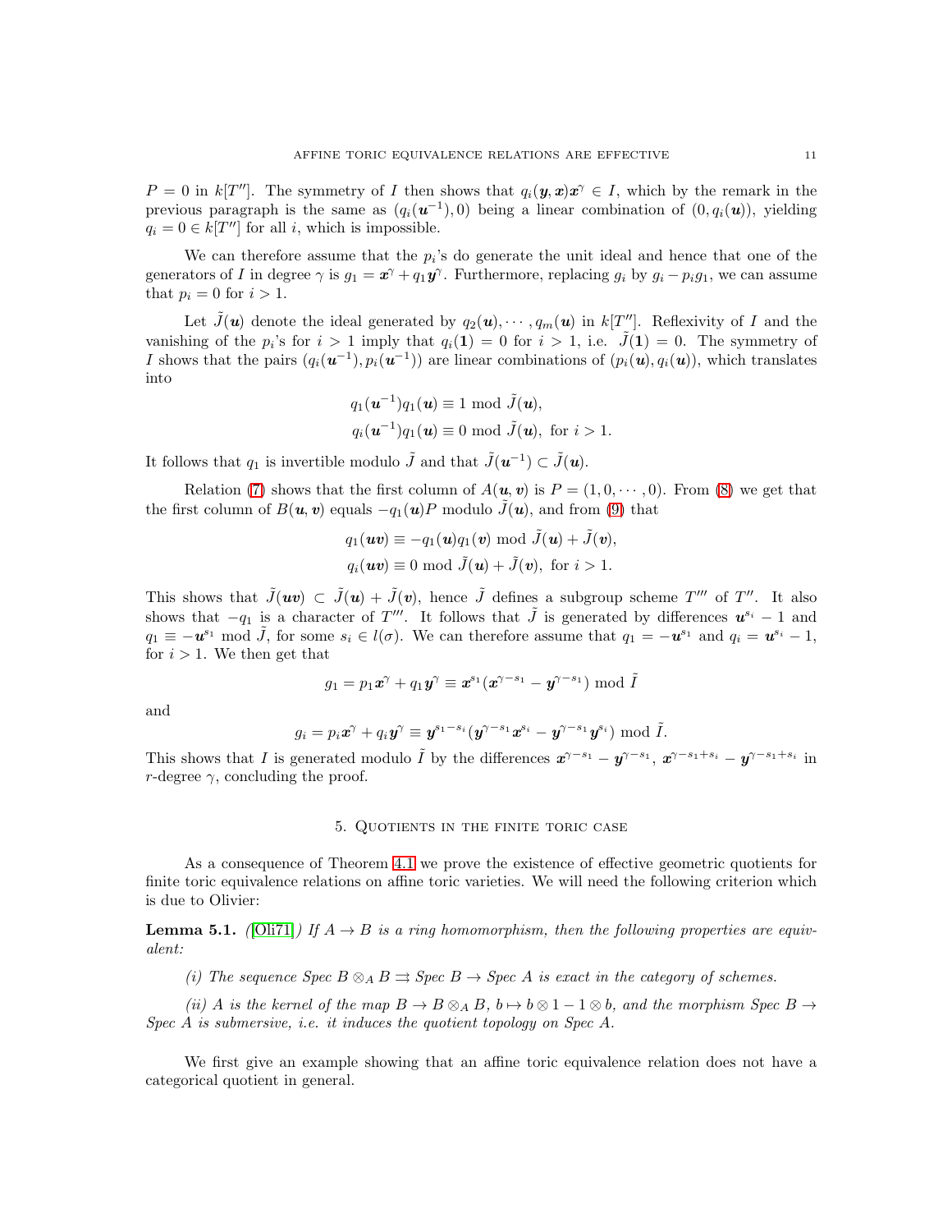$P = 0$ in $k[T'']$. The symmetry of $I$ then shows that $q_i(\boldsymbol{y}, \boldsymbol{x})\boldsymbol{x}^\gamma \in I$, which by the remark in the previous paragraph is the same as $(q_i(\boldsymbol{u}^{-1}), 0)$ being a linear combination of $(0, q_i(\boldsymbol{u}))$, yielding $q_i = 0 \in k[T'']$ for all $i$, which is impossible.

We can therefore assume that the $p_i$'s do generate the unit ideal and hence that one of the generators of $I$ in degree $\gamma$ is $g_1 = \boldsymbol{x}^\gamma + q_1 \boldsymbol{y}^\gamma$. Furthermore, replacing $g_i$ by $g_i - p_i g_1$, we can assume that $p_i = 0$ for $i > 1$.

Let $\tilde{J}(\boldsymbol{u})$ denote the ideal generated by $q_2(\boldsymbol{u}), \cdots, q_m(\boldsymbol{u})$ in $k[T'']$. Reflexivity of $I$ and the vanishing of the $p_i$'s for $i > 1$ imply that $q_i(\boldsymbol{1}) = 0$ for $i > 1$, i.e. $\tilde{J}(\boldsymbol{1}) = 0$. The symmetry of $I$ shows that the pairs $(q_i(\boldsymbol{u}^{-1}), p_i(\boldsymbol{u}^{-1}))$ are linear combinations of $(p_i(\boldsymbol{u}), q_i(\boldsymbol{u}))$, which translates into

$$
\begin{aligned}
q_1(\boldsymbol{u}^{-1})q_1(\boldsymbol{u}) &\equiv 1 \bmod \tilde{J}(\boldsymbol{u}), \\
q_i(\boldsymbol{u}^{-1})q_1(\boldsymbol{u}) &\equiv 0 \bmod \tilde{J}(\boldsymbol{u}), \text{ for } i > 1.
\end{aligned}
$$

It follows that $q_1$ is invertible modulo $\tilde{J}$ and that $\tilde{J}(\boldsymbol{u}^{-1}) \subset \tilde{J}(\boldsymbol{u})$.

Relation (7) shows that the first column of $A(\boldsymbol{u}, \boldsymbol{v})$ is $P = (1, 0, \cdots, 0)$. From (8) we get that the first column of $B(\boldsymbol{u}, \boldsymbol{v})$ equals $-q_1(\boldsymbol{u})P$ modulo $\tilde{J}(\boldsymbol{u})$, and from (9) that

$$
\begin{aligned}
q_1(\boldsymbol{uv}) &\equiv -q_1(\boldsymbol{u})q_1(\boldsymbol{v}) \bmod \tilde{J}(\boldsymbol{u}) + \tilde{J}(\boldsymbol{v}), \\
q_i(\boldsymbol{uv}) &\equiv 0 \bmod \tilde{J}(\boldsymbol{u}) + \tilde{J}(\boldsymbol{v}), \text{ for } i > 1.
\end{aligned}
$$

This shows that $\tilde{J}(\boldsymbol{uv}) \subset \tilde{J}(\boldsymbol{u}) + \tilde{J}(\boldsymbol{v})$, hence $\tilde{J}$ defines a subgroup scheme $T'''$ of $T''$. It also shows that $-q_1$ is a character of $T'''$. It follows that $\tilde{J}$ is generated by differences $\boldsymbol{u}^{s_i} - 1$ and $q_1 \equiv -\boldsymbol{u}^{s_1} \bmod \tilde{J}$, for some $s_i \in l(\sigma)$. We can therefore assume that $q_1 = -\boldsymbol{u}^{s_1}$ and $q_i = \boldsymbol{u}^{s_i} - 1$, for $i > 1$. We then get that

$$
g_1 = p_1 \boldsymbol{x}^\gamma + q_1 \boldsymbol{y}^\gamma \equiv \boldsymbol{x}^{s_1}(\boldsymbol{x}^{\gamma - s_1} - \boldsymbol{y}^{\gamma - s_1}) \bmod \tilde{I}
$$

and

$$
g_i = p_i \boldsymbol{x}^\gamma + q_i \boldsymbol{y}^\gamma \equiv \boldsymbol{y}^{s_1 - s_i}(\boldsymbol{y}^{\gamma - s_1}\boldsymbol{x}^{s_i} - \boldsymbol{y}^{\gamma - s_1}\boldsymbol{y}^{s_i}) \bmod \tilde{I}.
$$

This shows that $I$ is generated modulo $\tilde{I}$ by the differences $\boldsymbol{x}^{\gamma - s_1} - \boldsymbol{y}^{\gamma - s_1}$, $\boldsymbol{x}^{\gamma - s_1 + s_i} - \boldsymbol{y}^{\gamma - s_1 + s_i}$ in $r$-degree $\gamma$, concluding the proof.

## 5. Quotients in the finite toric case

As a consequence of Theorem 4.1 we prove the existence of effective geometric quotients for finite toric equivalence relations on affine toric varieties. We will need the following criterion which is due to Olivier:

**Lemma 5.1.** *([Oli71]) If $A \to B$ is a ring homomorphism, then the following properties are equivalent:*

*(i) The sequence Spec $B \otimes_A B \rightrightarrows$ Spec $B \to$ Spec $A$ is exact in the category of schemes.*

*(ii) $A$ is the kernel of the map $B \to B \otimes_A B$, $b \mapsto b \otimes 1 - 1 \otimes b$, and the morphism Spec $B \to$ Spec $A$ is submersive, i.e. it induces the quotient topology on Spec $A$.*

We first give an example showing that an affine toric equivalence relation does not have a categorical quotient in general.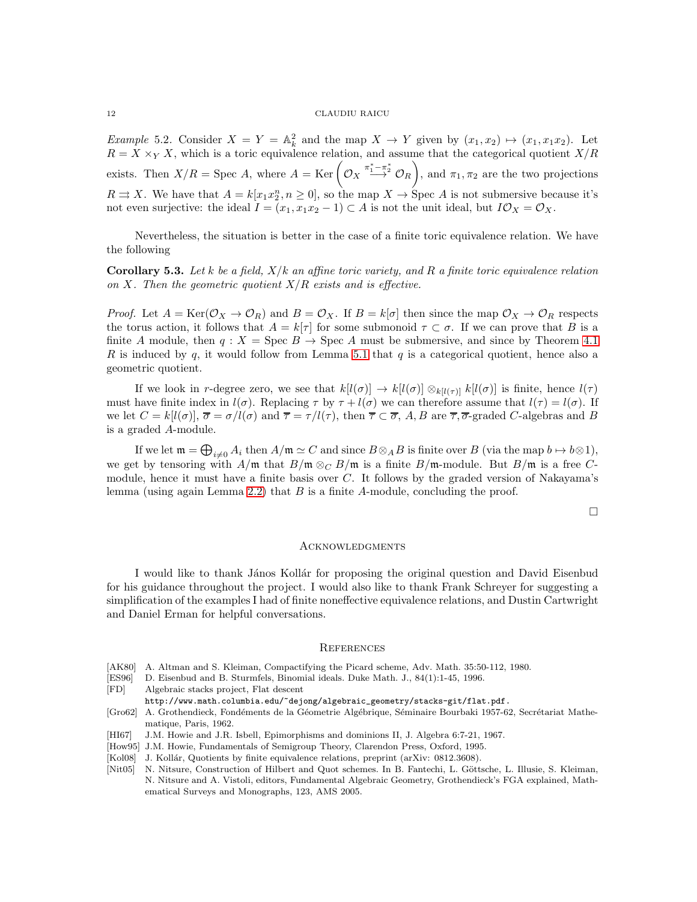*Example* 5.2. Consider $X = Y = \mathbb{A}^2_k$ and the map $X \to Y$ given by $(x_1, x_2) \mapsto (x_1, x_1x_2)$. Let $R = X \times_Y X$, which is a toric equivalence relation, and assume that the categorical quotient $X/R$ exists. Then $X/R = \text{Spec } A$, where $A = \text{Ker}\left(\mathcal{O}_X \stackrel{\pi_1^* - \pi_2^*}{\longrightarrow} \mathcal{O}_R\right)$, and $\pi_1, \pi_2$ are the two projections $R \rightrightarrows X$. We have that $A = k[x_1x_2^n, n \geq 0]$, so the map $X \to \text{Spec } A$ is not submersive because it's not even surjective: the ideal $I = (x_1, x_1x_2 - 1) \subset A$ is not the unit ideal, but $I\mathcal{O}_X = \mathcal{O}_X$.

Nevertheless, the situation is better in the case of a finite toric equivalence relation. We have the following

**Corollary 5.3.** *Let $k$ be a field, $X/k$ an affine toric variety, and $R$ a finite toric equivalence relation on $X$. Then the geometric quotient $X/R$ exists and is effective.*

*Proof.* Let $A = \text{Ker}(\mathcal{O}_X \to \mathcal{O}_R)$ and $B = \mathcal{O}_X$. If $B = k[\sigma]$ then since the map $\mathcal{O}_X \to \mathcal{O}_R$ respects the torus action, it follows that $A = k[\tau]$ for some submonoid $\tau \subset \sigma$. If we can prove that $B$ is a finite $A$ module, then $q : X = \text{Spec } B \to \text{Spec } A$ must be submersive, and since by Theorem 4.1 $R$ is induced by $q$, it would follow from Lemma 5.1 that $q$ is a categorical quotient, hence also a geometric quotient.

If we look in $r$-degree zero, we see that $k[l(\sigma)] \to k[l(\sigma)] \otimes_{k[l(\tau)]} k[l(\sigma)]$ is finite, hence $l(\tau)$ must have finite index in $l(\sigma)$. Replacing $\tau$ by $\tau + l(\sigma)$ we can therefore assume that $l(\tau) = l(\sigma)$. If we let $C = k[l(\sigma)]$, $\overline{\sigma} = \sigma/l(\sigma)$ and $\overline{\tau} = \tau/l(\tau)$, then $\overline{\tau} \subset \overline{\sigma}$, $A, B$ are $\overline{\tau}, \overline{\sigma}$-graded $C$-algebras and $B$ is a graded $A$-module.

If we let $\mathfrak{m} = \bigoplus_{i \neq 0} A_i$ then $A/\mathfrak{m} \simeq C$ and since $B \otimes_A B$ is finite over $B$ (via the map $b \mapsto b \otimes 1$), we get by tensoring with $A/\mathfrak{m}$ that $B/\mathfrak{m} \otimes_C B/\mathfrak{m}$ is a finite $B/\mathfrak{m}$-module. But $B/\mathfrak{m}$ is a free $C$-module, hence it must have a finite basis over $C$. It follows by the graded version of Nakayama's lemma (using again Lemma 2.2) that $B$ is a finite $A$-module, concluding the proof.

□

## Acknowledgments

I would like to thank János Kollár for proposing the original question and David Eisenbud for his guidance throughout the project. I would also like to thank Frank Schreyer for suggesting a simplification of the examples I had of finite noneffective equivalence relations, and Dustin Cartwright and Daniel Erman for helpful conversations.

## References

- [AK80] A. Altman and S. Kleiman, Compactifying the Picard scheme, Adv. Math. 35:50-112, 1980.
- [ES96] D. Eisenbud and B. Sturmfels, Binomial ideals. Duke Math. J., 84(1):1-45, 1996.
- [FD] Algebraic stacks project, Flat descent
  `http://www.math.columbia.edu/~dejong/algebraic_geometry/stacks-git/flat.pdf.`
- [Gro62] A. Grothendieck, Fondéments de la Géometrie Algébrique, Séminaire Bourbaki 1957-62, Secrétariat Mathematique, Paris, 1962.
- [HI67] J.M. Howie and J.R. Isbell, Epimorphisms and dominions II, J. Algebra 6:7-21, 1967.
- [How95] J.M. Howie, Fundamentals of Semigroup Theory, Clarendon Press, Oxford, 1995.
- [Kol08] J. Kollár, Quotients by finite equivalence relations, preprint (arXiv: 0812.3608).
- [Nit05] N. Nitsure, Construction of Hilbert and Quot schemes. In B. Fantechi, L. Göttsche, L. Illusie, S. Kleiman, N. Nitsure and A. Vistoli, editors, Fundamental Algebraic Geometry, Grothendieck's FGA explained, Mathematical Surveys and Monographs, 123, AMS 2005.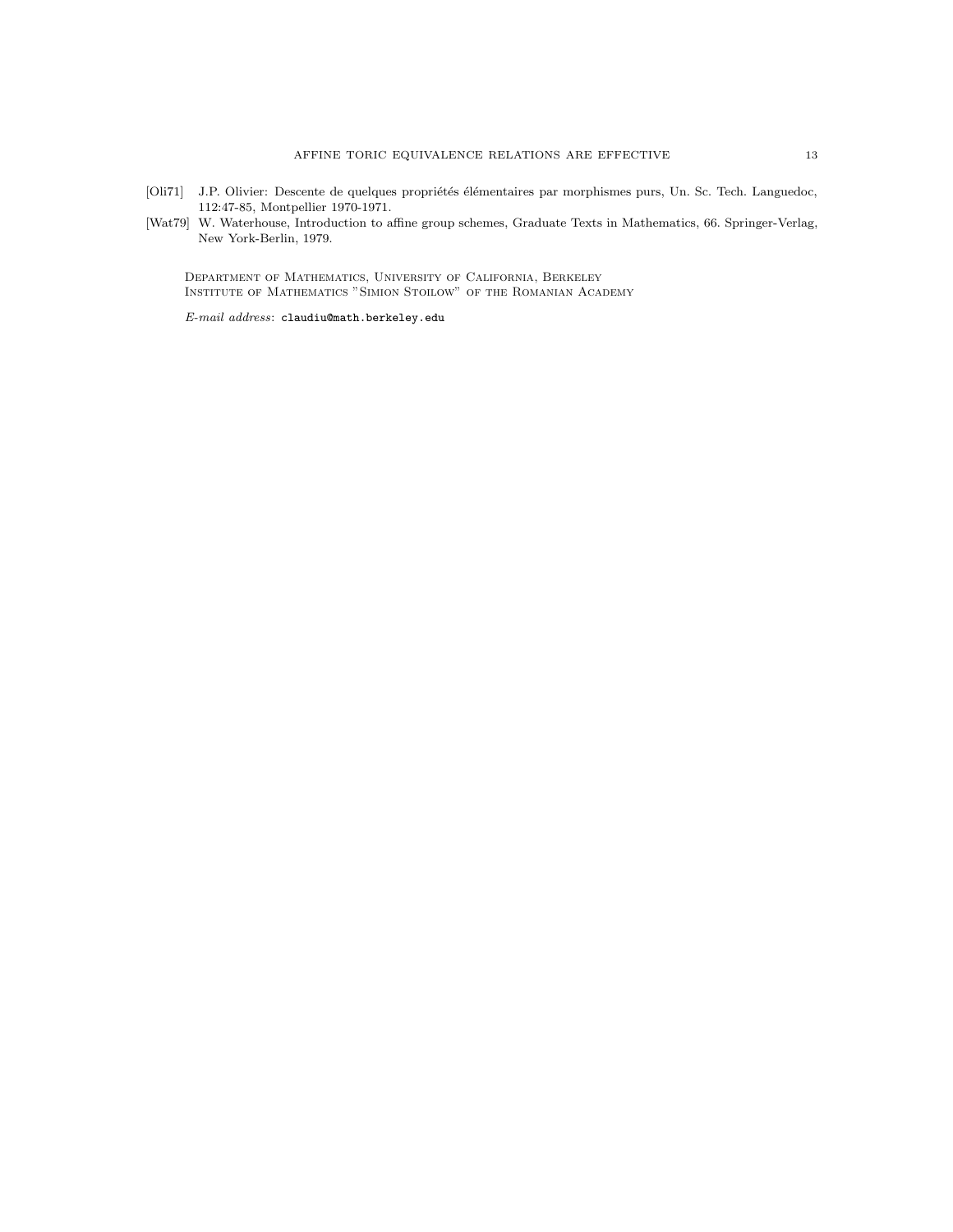[Oli71] J.P. Olivier: Descente de quelques propriétés élémentaires par morphismes purs, Un. Sc. Tech. Languedoc, 112:47-85, Montpellier 1970-1971.

[Wat79] W. Waterhouse, Introduction to affine group schemes, Graduate Texts in Mathematics, 66. Springer-Verlag, New York-Berlin, 1979.

Department of Mathematics, University of California, Berkeley
Institute of Mathematics "Simion Stoilow" of the Romanian Academy

*E-mail address*: claudiu@math.berkeley.edu